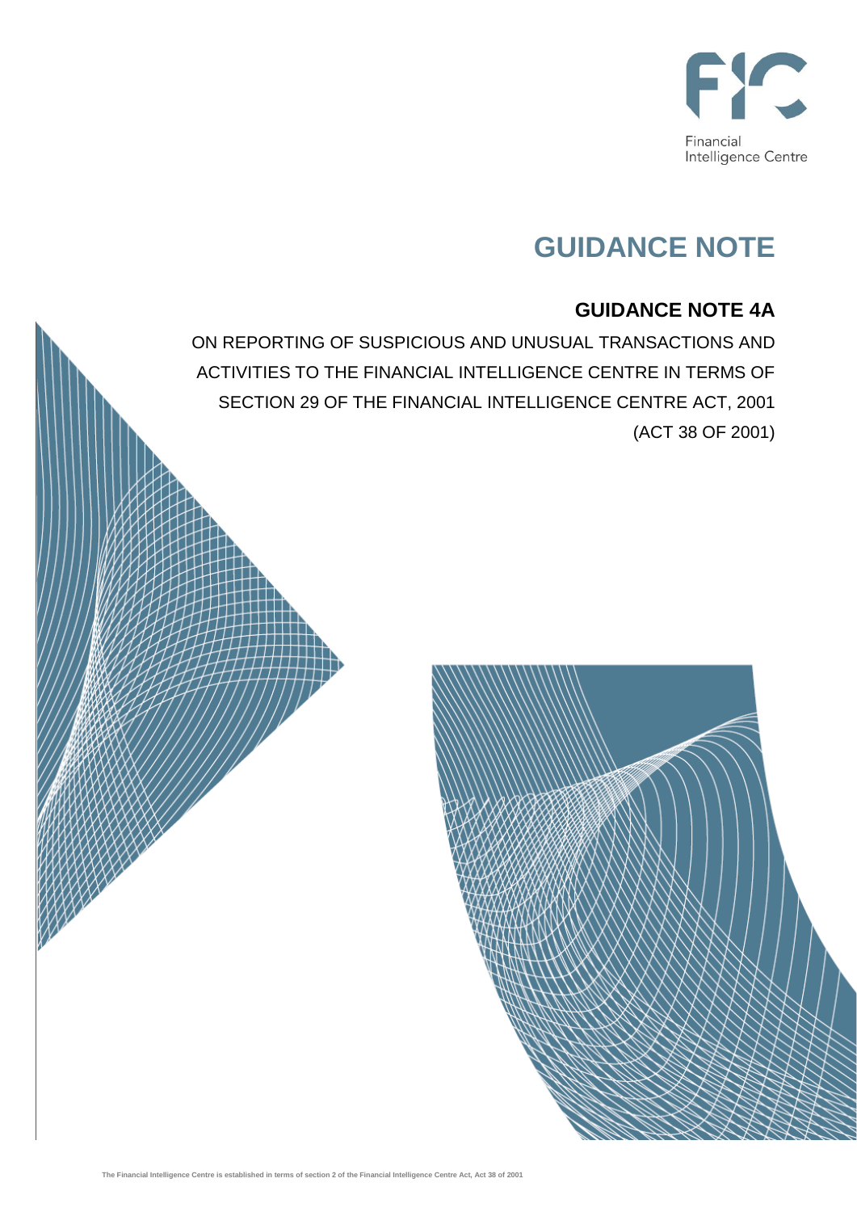Financial Intelligence Centre

# GUIDANCE NOTE

## GUIDANCE NOTE 4A

ON REPORTING OF SUSPICIOUS AND UNUSUAL TRANSACTIONS AND ACTIVITIES TO THE FINANCIAL INTELLIGENCE CENTRE IN TERMS OF SECTION 29 OF THE FINANCIAL INTELLIGENCE CENTRE ACT, 2001 (ACT 38 OF 2001)

The Financial Intelligence Centre is established in terms of section 2 of the Financial Intelligence Centre Act, Act 38 of 2001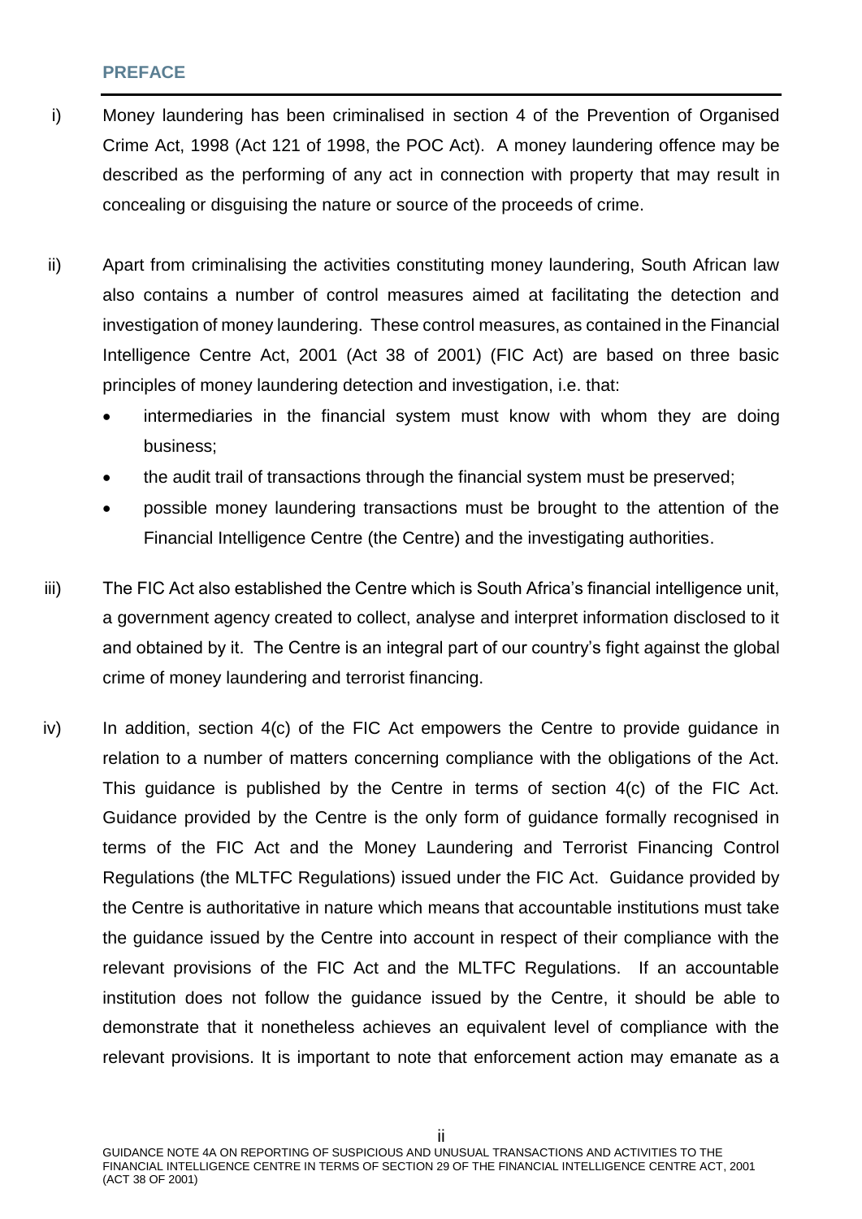## PREFACE

i) Money laundering has been criminalised in section 4 of the Prevention of Organised Crime Act, 1998 (Act 121 of 1998, the POC Act). A money laundering offence may be described as the performing of any act in connection with property that may result in concealing or disguising the nature or source of the proceeds of crime.

ii) Apart from criminalising the activities constituting money laundering, South African law also contains a number of control measures aimed at facilitating the detection and investigation of money laundering. These control measures, as contained in the Financial Intelligence Centre Act, 2001 (Act 38 of 2001) (FIC Act) are based on three basic principles of money laundering detection and investigation, i.e. that:

- intermediaries in the financial system must know with whom they are doing business;
- the audit trail of transactions through the financial system must be preserved;
- possible money laundering transactions must be brought to the attention of the Financial Intelligence Centre (the Centre) and the investigating authorities.

iii) The FIC Act also established the Centre which is South Africa's financial intelligence unit, a government agency created to collect, analyse and interpret information disclosed to it and obtained by it. The Centre is an integral part of our country's fight against the global crime of money laundering and terrorist financing.

iv) In addition, section 4(c) of the FIC Act empowers the Centre to provide guidance in relation to a number of matters concerning compliance with the obligations of the Act. This guidance is published by the Centre in terms of section 4(c) of the FIC Act. Guidance provided by the Centre is the only form of guidance formally recognised in terms of the FIC Act and the Money Laundering and Terrorist Financing Control Regulations (the MLTFC Regulations) issued under the FIC Act. Guidance provided by the Centre is authoritative in nature which means that accountable institutions must take the guidance issued by the Centre into account in respect of their compliance with the relevant provisions of the FIC Act and the MLTFC Regulations. If an accountable institution does not follow the guidance issued by the Centre, it should be able to demonstrate that it nonetheless achieves an equivalent level of compliance with the relevant provisions. It is important to note that enforcement action may emanate as a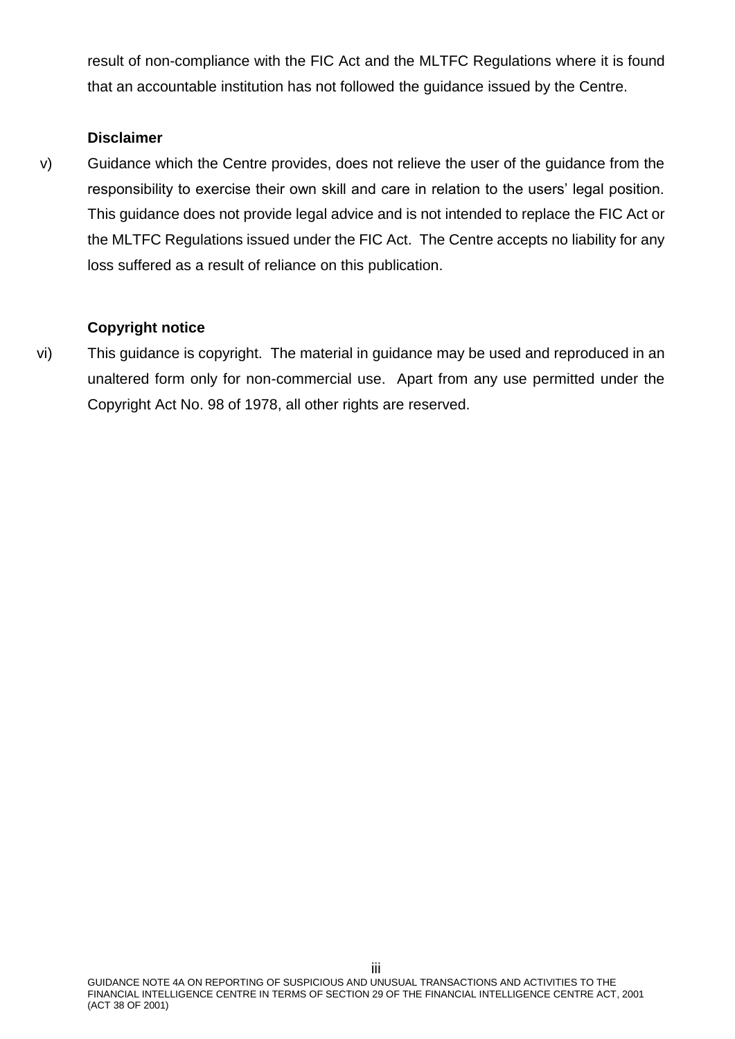result of non-compliance with the FIC Act and the MLTFC Regulations where it is found that an accountable institution has not followed the guidance issued by the Centre.

**Disclaimer**

v) Guidance which the Centre provides, does not relieve the user of the guidance from the responsibility to exercise their own skill and care in relation to the users' legal position. This guidance does not provide legal advice and is not intended to replace the FIC Act or the MLTFC Regulations issued under the FIC Act. The Centre accepts no liability for any loss suffered as a result of reliance on this publication.

**Copyright notice**

vi) This guidance is copyright. The material in guidance may be used and reproduced in an unaltered form only for non-commercial use. Apart from any use permitted under the Copyright Act No. 98 of 1978, all other rights are reserved.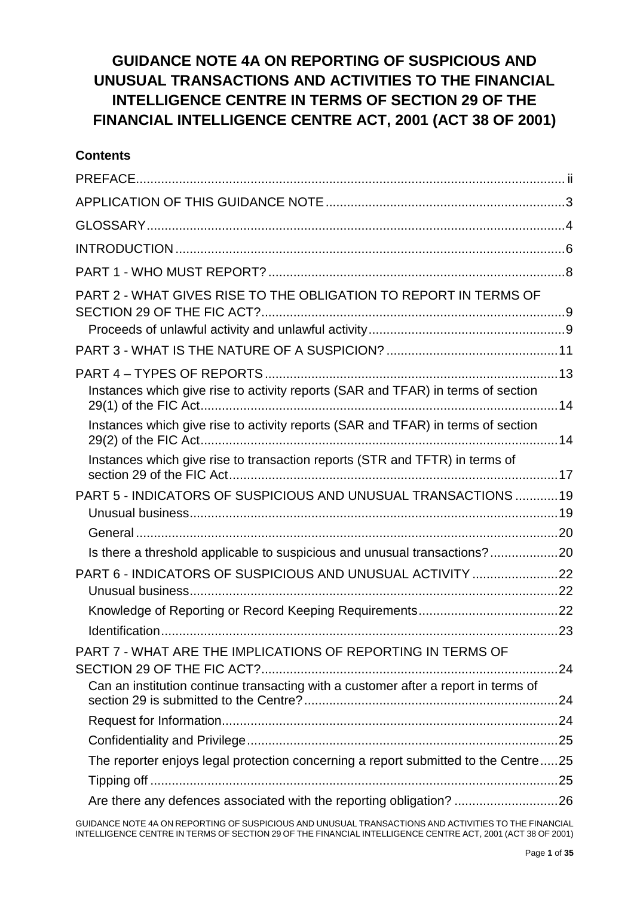# GUIDANCE NOTE 4A ON REPORTING OF SUSPICIOUS AND UNUSUAL TRANSACTIONS AND ACTIVITIES TO THE FINANCIAL INTELLIGENCE CENTRE IN TERMS OF SECTION 29 OF THE FINANCIAL INTELLIGENCE CENTRE ACT, 2001 (ACT 38 OF 2001)

**Contents**

PREFACE ........ ii

APPLICATION OF THIS GUIDANCE NOTE ........ 3

GLOSSARY ........ 4

INTRODUCTION ........ 6

PART 1 - WHO MUST REPORT? ........ 8

PART 2 - WHAT GIVES RISE TO THE OBLIGATION TO REPORT IN TERMS OF SECTION 29 OF THE FIC ACT? ........ 9

- Proceeds of unlawful activity and unlawful activity ........ 9

PART 3 - WHAT IS THE NATURE OF A SUSPICION? ........ 11

PART 4 – TYPES OF REPORTS ........ 13

- Instances which give rise to activity reports (SAR and TFAR) in terms of section 29(1) of the FIC Act ........ 14
- Instances which give rise to activity reports (SAR and TFAR) in terms of section 29(2) of the FIC Act ........ 14
- Instances which give rise to transaction reports (STR and TFTR) in terms of section 29 of the FIC Act ........ 17

PART 5 - INDICATORS OF SUSPICIOUS AND UNUSUAL TRANSACTIONS ........ 19

- Unusual business ........ 19
- General ........ 20
- Is there a threshold applicable to suspicious and unusual transactions? ........ 20

PART 6 - INDICATORS OF SUSPICIOUS AND UNUSUAL ACTIVITY ........ 22

- Unusual business ........ 22
- Knowledge of Reporting or Record Keeping Requirements ........ 22
- Identification ........ 23

PART 7 - WHAT ARE THE IMPLICATIONS OF REPORTING IN TERMS OF SECTION 29 OF THE FIC ACT? ........ 24

- Can an institution continue transacting with a customer after a report in terms of section 29 is submitted to the Centre? ........ 24
- Request for Information ........ 24
- Confidentiality and Privilege ........ 25
- The reporter enjoys legal protection concerning a report submitted to the Centre ........ 25
- Tipping off ........ 25
- Are there any defences associated with the reporting obligation? ........ 26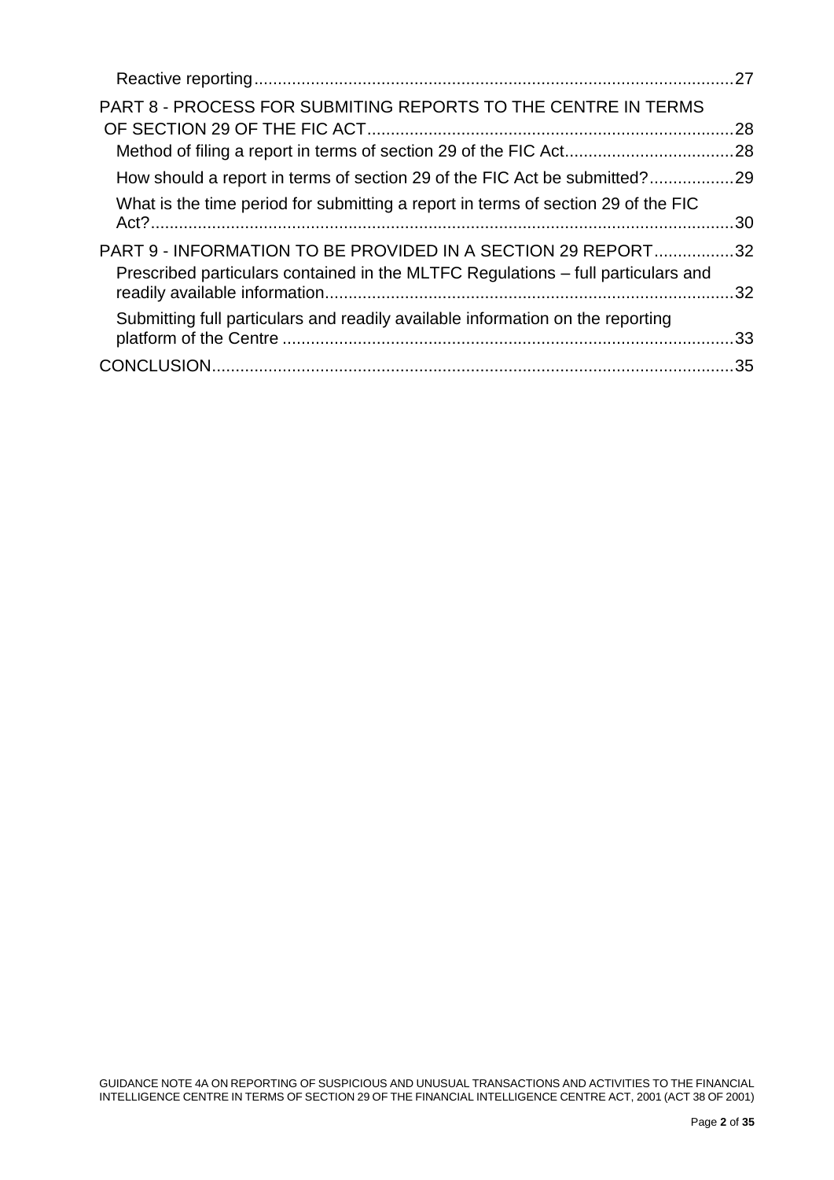Reactive reporting ........................................................................................................27

PART 8 - PROCESS FOR SUBMITING REPORTS TO THE CENTRE IN TERMS OF SECTION 29 OF THE FIC ACT ........................................................................28

Method of filing a report in terms of section 29 of the FIC Act ....................................28

How should a report in terms of section 29 of the FIC Act be submitted? ..................29

What is the time period for submitting a report in terms of section 29 of the FIC Act? ..........................................................................................................................30

PART 9 - INFORMATION TO BE PROVIDED IN A SECTION 29 REPORT .................32

Prescribed particulars contained in the MLTFC Regulations – full particulars and readily available information ......................................................................................32

Submitting full particulars and readily available information on the reporting platform of the Centre ..................................................................................................33

CONCLUSION ..............................................................................................................35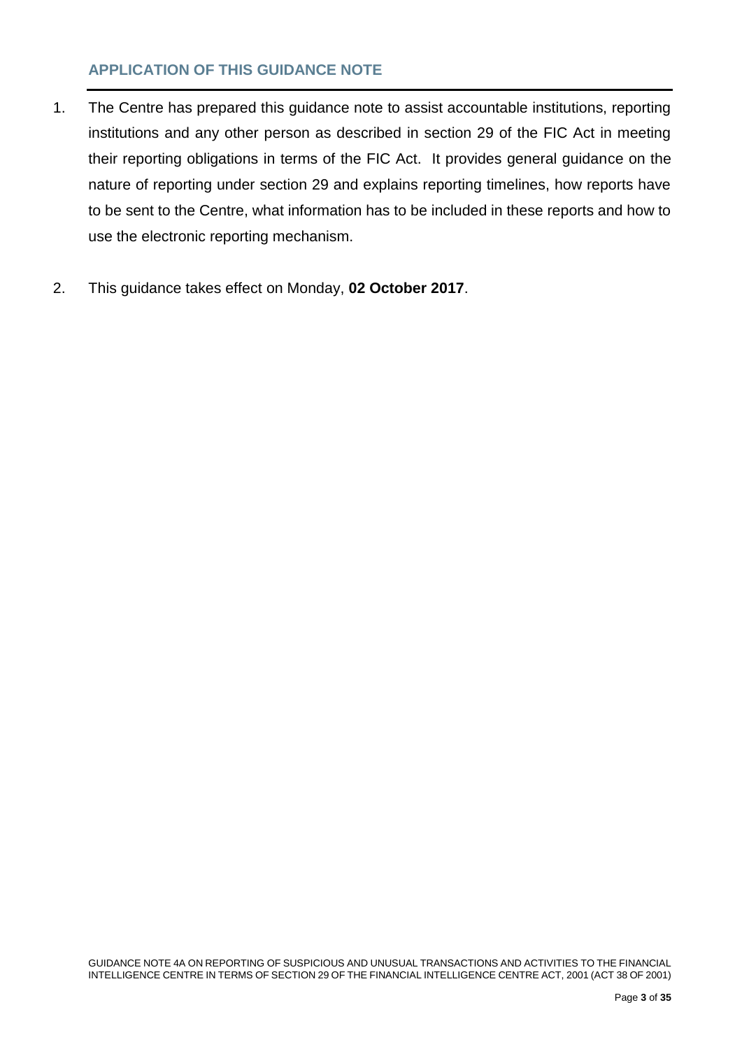## APPLICATION OF THIS GUIDANCE NOTE

1. The Centre has prepared this guidance note to assist accountable institutions, reporting institutions and any other person as described in section 29 of the FIC Act in meeting their reporting obligations in terms of the FIC Act. It provides general guidance on the nature of reporting under section 29 and explains reporting timelines, how reports have to be sent to the Centre, what information has to be included in these reports and how to use the electronic reporting mechanism.

2. This guidance takes effect on Monday, **02 October 2017**.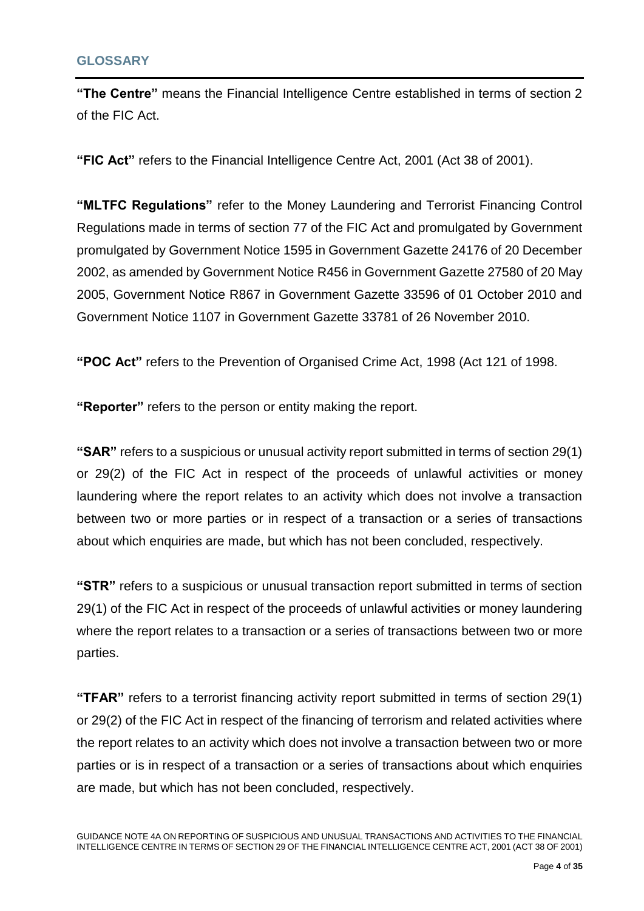## GLOSSARY

**"The Centre"** means the Financial Intelligence Centre established in terms of section 2 of the FIC Act.

**"FIC Act"** refers to the Financial Intelligence Centre Act, 2001 (Act 38 of 2001).

**"MLTFC Regulations"** refer to the Money Laundering and Terrorist Financing Control Regulations made in terms of section 77 of the FIC Act and promulgated by Government promulgated by Government Notice 1595 in Government Gazette 24176 of 20 December 2002, as amended by Government Notice R456 in Government Gazette 27580 of 20 May 2005, Government Notice R867 in Government Gazette 33596 of 01 October 2010 and Government Notice 1107 in Government Gazette 33781 of 26 November 2010.

**"POC Act"** refers to the Prevention of Organised Crime Act, 1998 (Act 121 of 1998.

**"Reporter"** refers to the person or entity making the report.

**"SAR"** refers to a suspicious or unusual activity report submitted in terms of section 29(1) or 29(2) of the FIC Act in respect of the proceeds of unlawful activities or money laundering where the report relates to an activity which does not involve a transaction between two or more parties or in respect of a transaction or a series of transactions about which enquiries are made, but which has not been concluded, respectively.

**"STR"** refers to a suspicious or unusual transaction report submitted in terms of section 29(1) of the FIC Act in respect of the proceeds of unlawful activities or money laundering where the report relates to a transaction or a series of transactions between two or more parties.

**"TFAR"** refers to a terrorist financing activity report submitted in terms of section 29(1) or 29(2) of the FIC Act in respect of the financing of terrorism and related activities where the report relates to an activity which does not involve a transaction between two or more parties or is in respect of a transaction or a series of transactions about which enquiries are made, but which has not been concluded, respectively.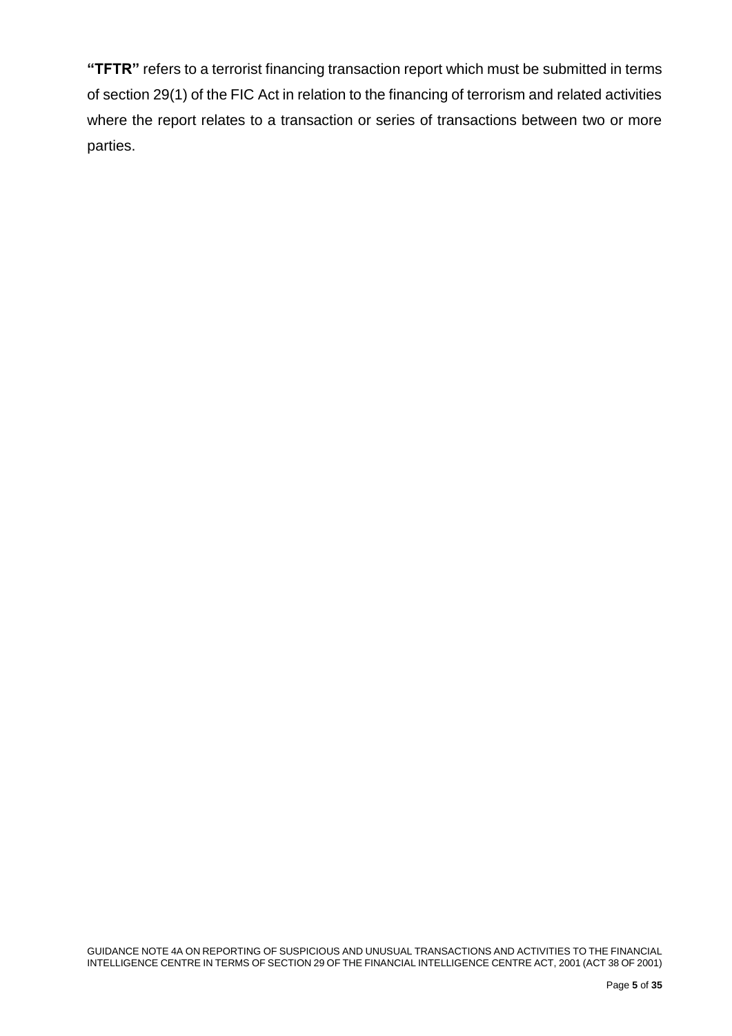**"TFTR"** refers to a terrorist financing transaction report which must be submitted in terms of section 29(1) of the FIC Act in relation to the financing of terrorism and related activities where the report relates to a transaction or series of transactions between two or more parties.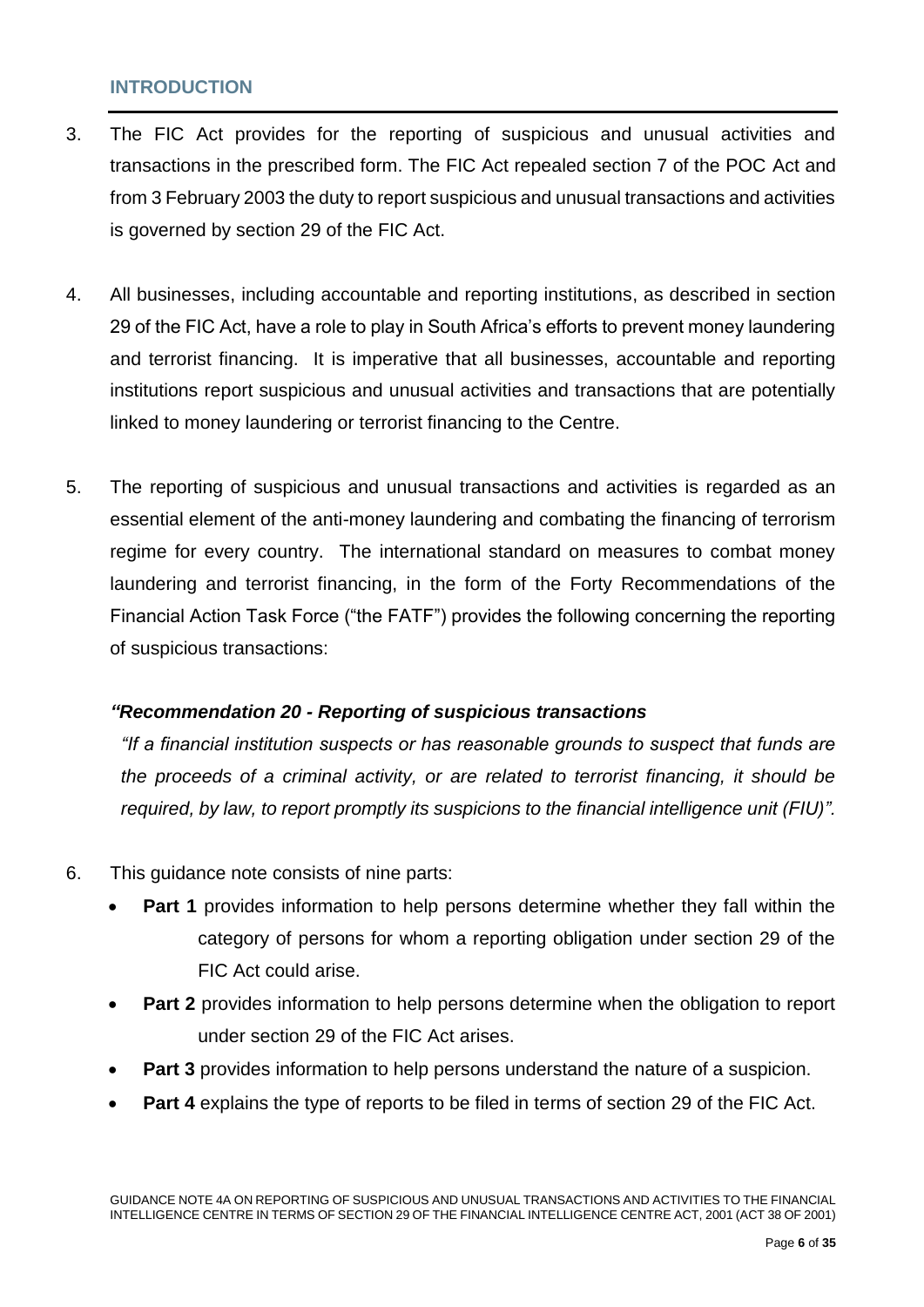## INTRODUCTION

3. The FIC Act provides for the reporting of suspicious and unusual activities and transactions in the prescribed form. The FIC Act repealed section 7 of the POC Act and from 3 February 2003 the duty to report suspicious and unusual transactions and activities is governed by section 29 of the FIC Act.

4. All businesses, including accountable and reporting institutions, as described in section 29 of the FIC Act, have a role to play in South Africa's efforts to prevent money laundering and terrorist financing. It is imperative that all businesses, accountable and reporting institutions report suspicious and unusual activities and transactions that are potentially linked to money laundering or terrorist financing to the Centre.

5. The reporting of suspicious and unusual transactions and activities is regarded as an essential element of the anti-money laundering and combating the financing of terrorism regime for every country. The international standard on measures to combat money laundering and terrorist financing, in the form of the Forty Recommendations of the Financial Action Task Force ("the FATF") provides the following concerning the reporting of suspicious transactions:

   ***"Recommendation 20 - Reporting of suspicious transactions***

   *"If a financial institution suspects or has reasonable grounds to suspect that funds are the proceeds of a criminal activity, or are related to terrorist financing, it should be required, by law, to report promptly its suspicions to the financial intelligence unit (FIU)".*

6. This guidance note consists of nine parts:
   - **Part 1** provides information to help persons determine whether they fall within the category of persons for whom a reporting obligation under section 29 of the FIC Act could arise.
   - **Part 2** provides information to help persons determine when the obligation to report under section 29 of the FIC Act arises.
   - **Part 3** provides information to help persons understand the nature of a suspicion.
   - **Part 4** explains the type of reports to be filed in terms of section 29 of the FIC Act.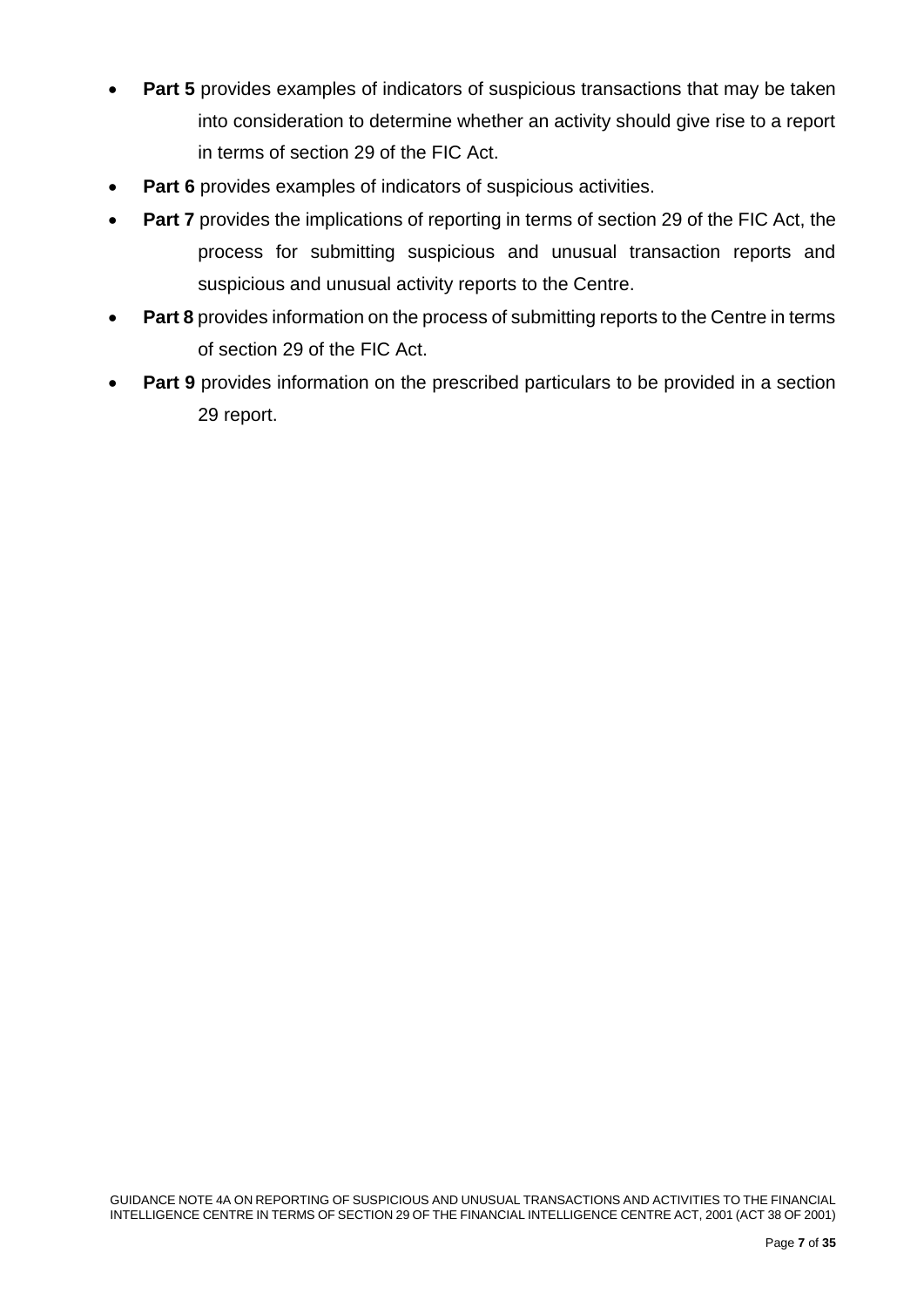- **Part 5** provides examples of indicators of suspicious transactions that may be taken into consideration to determine whether an activity should give rise to a report in terms of section 29 of the FIC Act.
- **Part 6** provides examples of indicators of suspicious activities.
- **Part 7** provides the implications of reporting in terms of section 29 of the FIC Act, the process for submitting suspicious and unusual transaction reports and suspicious and unusual activity reports to the Centre.
- **Part 8** provides information on the process of submitting reports to the Centre in terms of section 29 of the FIC Act.
- **Part 9** provides information on the prescribed particulars to be provided in a section 29 report.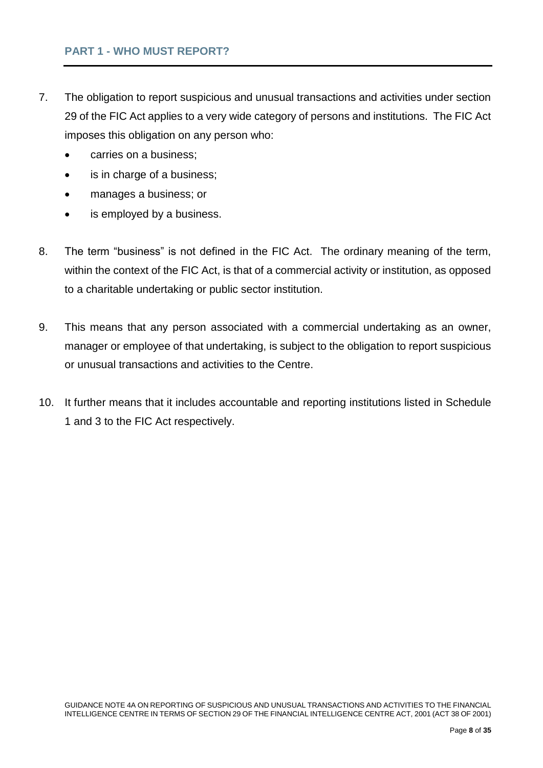## PART 1 - WHO MUST REPORT?

7. The obligation to report suspicious and unusual transactions and activities under section 29 of the FIC Act applies to a very wide category of persons and institutions. The FIC Act imposes this obligation on any person who:
   - carries on a business;
   - is in charge of a business;
   - manages a business; or
   - is employed by a business.

8. The term "business" is not defined in the FIC Act. The ordinary meaning of the term, within the context of the FIC Act, is that of a commercial activity or institution, as opposed to a charitable undertaking or public sector institution.

9. This means that any person associated with a commercial undertaking as an owner, manager or employee of that undertaking, is subject to the obligation to report suspicious or unusual transactions and activities to the Centre.

10. It further means that it includes accountable and reporting institutions listed in Schedule 1 and 3 to the FIC Act respectively.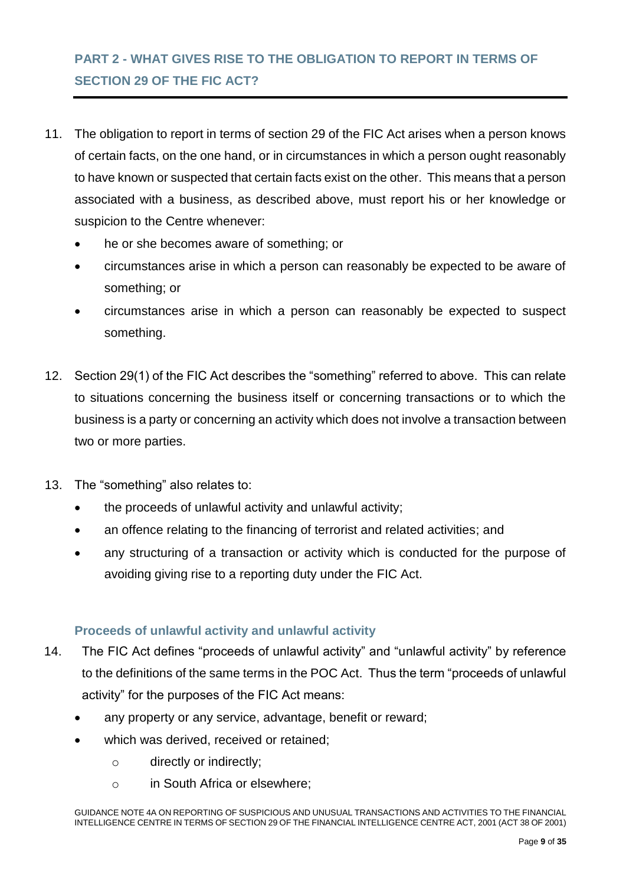## PART 2 - WHAT GIVES RISE TO THE OBLIGATION TO REPORT IN TERMS OF SECTION 29 OF THE FIC ACT?

11. The obligation to report in terms of section 29 of the FIC Act arises when a person knows of certain facts, on the one hand, or in circumstances in which a person ought reasonably to have known or suspected that certain facts exist on the other. This means that a person associated with a business, as described above, must report his or her knowledge or suspicion to the Centre whenever:
    - he or she becomes aware of something; or
    - circumstances arise in which a person can reasonably be expected to be aware of something; or
    - circumstances arise in which a person can reasonably be expected to suspect something.

12. Section 29(1) of the FIC Act describes the "something" referred to above. This can relate to situations concerning the business itself or concerning transactions or to which the business is a party or concerning an activity which does not involve a transaction between two or more parties.

13. The "something" also relates to:
    - the proceeds of unlawful activity and unlawful activity;
    - an offence relating to the financing of terrorist and related activities; and
    - any structuring of a transaction or activity which is conducted for the purpose of avoiding giving rise to a reporting duty under the FIC Act.

### Proceeds of unlawful activity and unlawful activity

14. The FIC Act defines "proceeds of unlawful activity" and "unlawful activity" by reference to the definitions of the same terms in the POC Act. Thus the term "proceeds of unlawful activity" for the purposes of the FIC Act means:
    - any property or any service, advantage, benefit or reward;
    - which was derived, received or retained;
        - directly or indirectly;
        - in South Africa or elsewhere;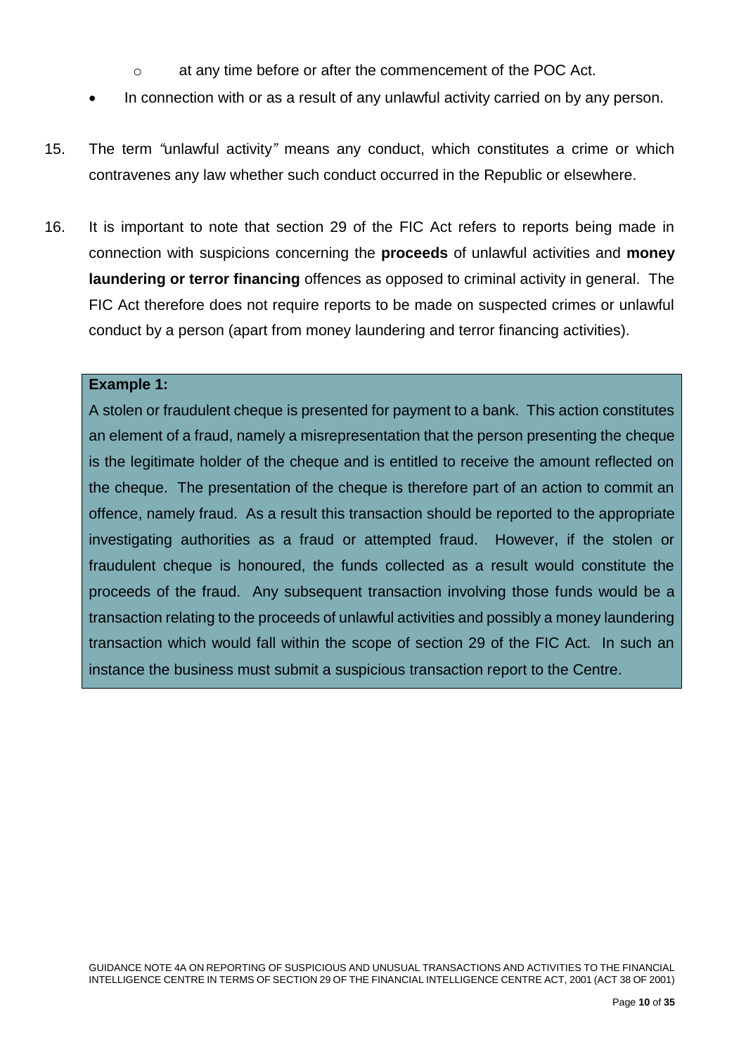- at any time before or after the commencement of the POC Act.
- In connection with or as a result of any unlawful activity carried on by any person.

15. The term *"*unlawful activity*"* means any conduct, which constitutes a crime or which contravenes any law whether such conduct occurred in the Republic or elsewhere.

16. It is important to note that section 29 of the FIC Act refers to reports being made in connection with suspicions concerning the **proceeds** of unlawful activities and **money laundering or terror financing** offences as opposed to criminal activity in general. The FIC Act therefore does not require reports to be made on suspected crimes or unlawful conduct by a person (apart from money laundering and terror financing activities).

> **Example 1:**
>
> A stolen or fraudulent cheque is presented for payment to a bank. This action constitutes an element of a fraud, namely a misrepresentation that the person presenting the cheque is the legitimate holder of the cheque and is entitled to receive the amount reflected on the cheque. The presentation of the cheque is therefore part of an action to commit an offence, namely fraud. As a result this transaction should be reported to the appropriate investigating authorities as a fraud or attempted fraud. However, if the stolen or fraudulent cheque is honoured, the funds collected as a result would constitute the proceeds of the fraud. Any subsequent transaction involving those funds would be a transaction relating to the proceeds of unlawful activities and possibly a money laundering transaction which would fall within the scope of section 29 of the FIC Act. In such an instance the business must submit a suspicious transaction report to the Centre.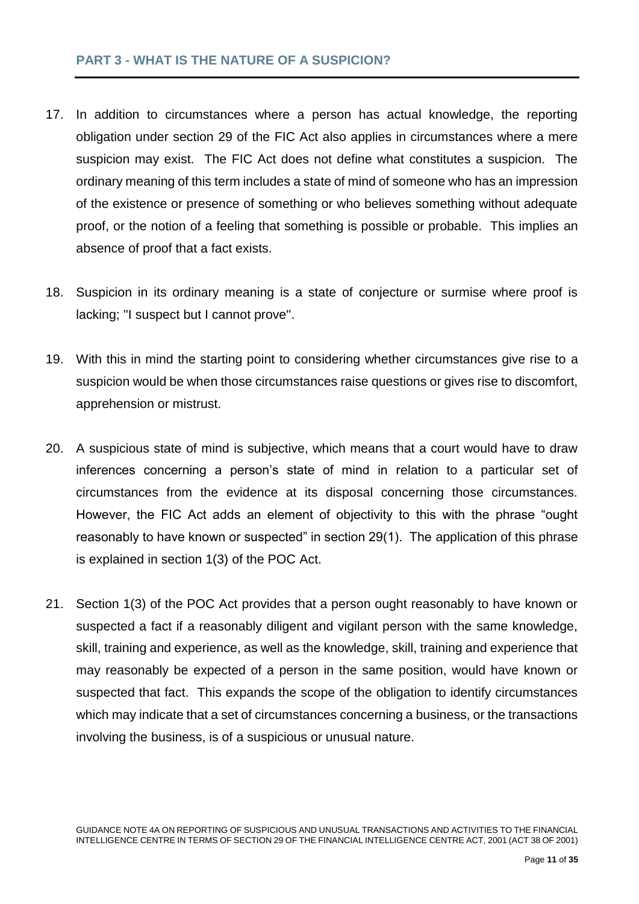## PART 3 - WHAT IS THE NATURE OF A SUSPICION?

17. In addition to circumstances where a person has actual knowledge, the reporting obligation under section 29 of the FIC Act also applies in circumstances where a mere suspicion may exist. The FIC Act does not define what constitutes a suspicion. The ordinary meaning of this term includes a state of mind of someone who has an impression of the existence or presence of something or who believes something without adequate proof, or the notion of a feeling that something is possible or probable. This implies an absence of proof that a fact exists.

18. Suspicion in its ordinary meaning is a state of conjecture or surmise where proof is lacking; "I suspect but I cannot prove".

19. With this in mind the starting point to considering whether circumstances give rise to a suspicion would be when those circumstances raise questions or gives rise to discomfort, apprehension or mistrust.

20. A suspicious state of mind is subjective, which means that a court would have to draw inferences concerning a person's state of mind in relation to a particular set of circumstances from the evidence at its disposal concerning those circumstances. However, the FIC Act adds an element of objectivity to this with the phrase "ought reasonably to have known or suspected" in section 29(1). The application of this phrase is explained in section 1(3) of the POC Act.

21. Section 1(3) of the POC Act provides that a person ought reasonably to have known or suspected a fact if a reasonably diligent and vigilant person with the same knowledge, skill, training and experience, as well as the knowledge, skill, training and experience that may reasonably be expected of a person in the same position, would have known or suspected that fact. This expands the scope of the obligation to identify circumstances which may indicate that a set of circumstances concerning a business, or the transactions involving the business, is of a suspicious or unusual nature.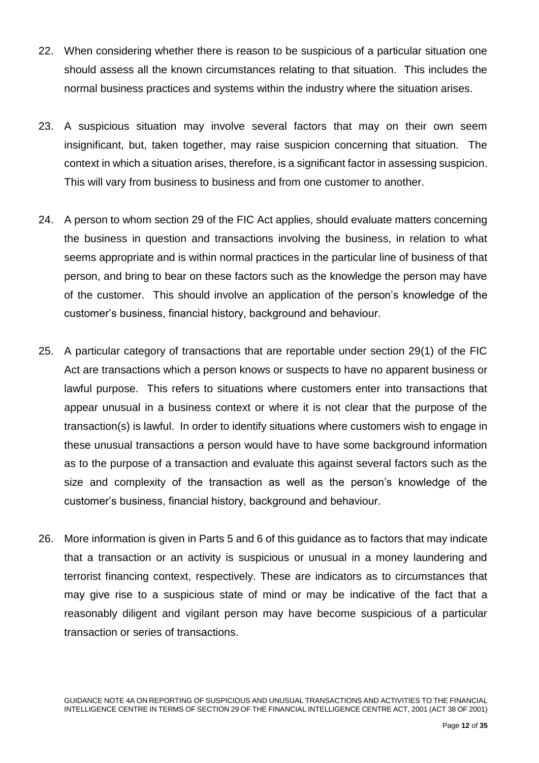22. When considering whether there is reason to be suspicious of a particular situation one should assess all the known circumstances relating to that situation. This includes the normal business practices and systems within the industry where the situation arises.

23. A suspicious situation may involve several factors that may on their own seem insignificant, but, taken together, may raise suspicion concerning that situation. The context in which a situation arises, therefore, is a significant factor in assessing suspicion. This will vary from business to business and from one customer to another.

24. A person to whom section 29 of the FIC Act applies, should evaluate matters concerning the business in question and transactions involving the business, in relation to what seems appropriate and is within normal practices in the particular line of business of that person, and bring to bear on these factors such as the knowledge the person may have of the customer. This should involve an application of the person's knowledge of the customer's business, financial history, background and behaviour.

25. A particular category of transactions that are reportable under section 29(1) of the FIC Act are transactions which a person knows or suspects to have no apparent business or lawful purpose. This refers to situations where customers enter into transactions that appear unusual in a business context or where it is not clear that the purpose of the transaction(s) is lawful. In order to identify situations where customers wish to engage in these unusual transactions a person would have to have some background information as to the purpose of a transaction and evaluate this against several factors such as the size and complexity of the transaction as well as the person's knowledge of the customer's business, financial history, background and behaviour.

26. More information is given in Parts 5 and 6 of this guidance as to factors that may indicate that a transaction or an activity is suspicious or unusual in a money laundering and terrorist financing context, respectively. These are indicators as to circumstances that may give rise to a suspicious state of mind or may be indicative of the fact that a reasonably diligent and vigilant person may have become suspicious of a particular transaction or series of transactions.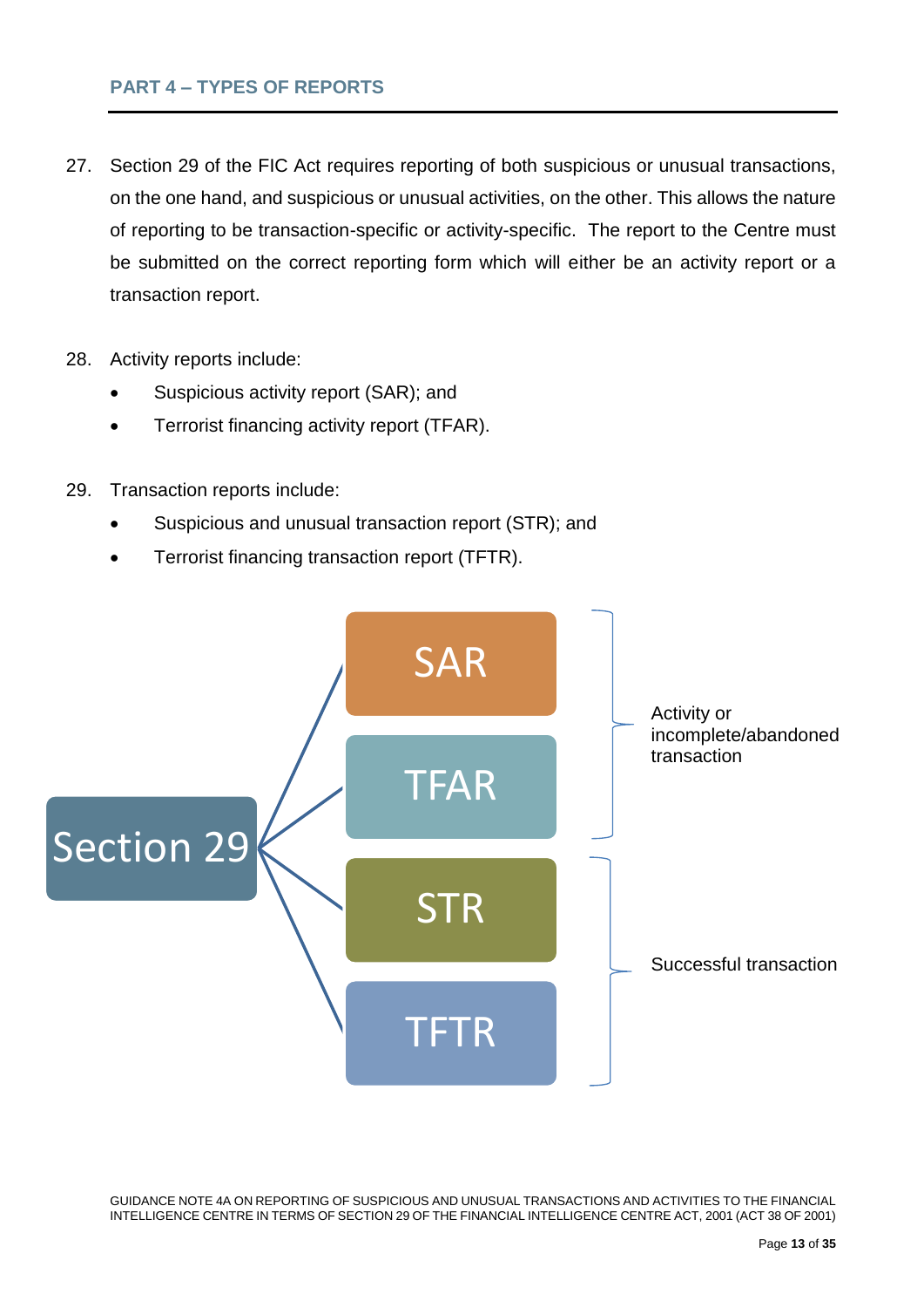## PART 4 – TYPES OF REPORTS

27. Section 29 of the FIC Act requires reporting of both suspicious or unusual transactions, on the one hand, and suspicious or unusual activities, on the other. This allows the nature of reporting to be transaction-specific or activity-specific. The report to the Centre must be submitted on the correct reporting form which will either be an activity report or a transaction report.

28. Activity reports include:
    - Suspicious activity report (SAR); and
    - Terrorist financing activity report (TFAR).

29. Transaction reports include:
    - Suspicious and unusual transaction report (STR); and
    - Terrorist financing transaction report (TFTR).

Section 29

SAR

TFAR

STR

TFTR

Activity or incomplete/abandoned transaction

Successful transaction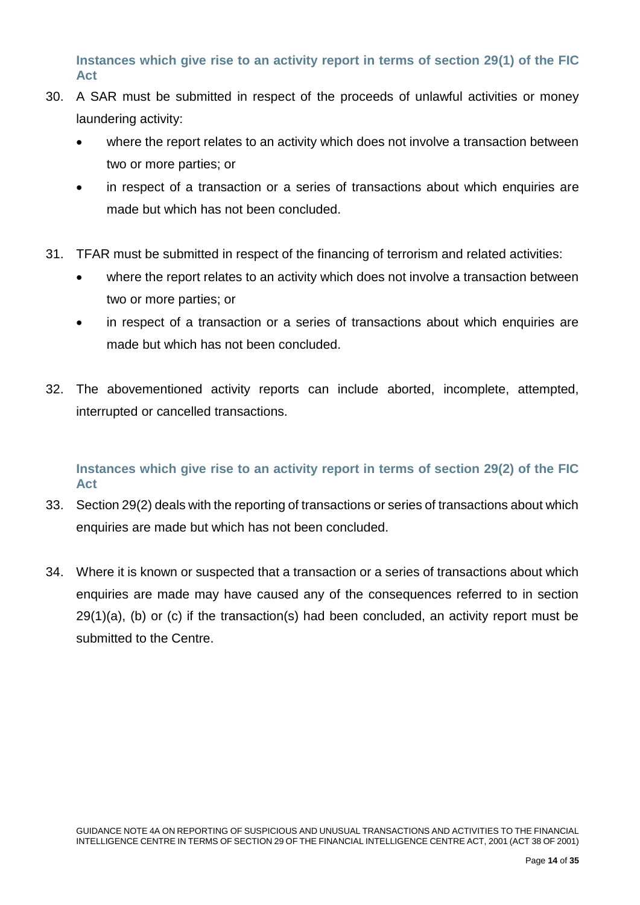### Instances which give rise to an activity report in terms of section 29(1) of the FIC Act

30. A SAR must be submitted in respect of the proceeds of unlawful activities or money laundering activity:
    - where the report relates to an activity which does not involve a transaction between two or more parties; or
    - in respect of a transaction or a series of transactions about which enquiries are made but which has not been concluded.

31. TFAR must be submitted in respect of the financing of terrorism and related activities:
    - where the report relates to an activity which does not involve a transaction between two or more parties; or
    - in respect of a transaction or a series of transactions about which enquiries are made but which has not been concluded.

32. The abovementioned activity reports can include aborted, incomplete, attempted, interrupted or cancelled transactions.

### Instances which give rise to an activity report in terms of section 29(2) of the FIC Act

33. Section 29(2) deals with the reporting of transactions or series of transactions about which enquiries are made but which has not been concluded.

34. Where it is known or suspected that a transaction or a series of transactions about which enquiries are made may have caused any of the consequences referred to in section 29(1)(a), (b) or (c) if the transaction(s) had been concluded, an activity report must be submitted to the Centre.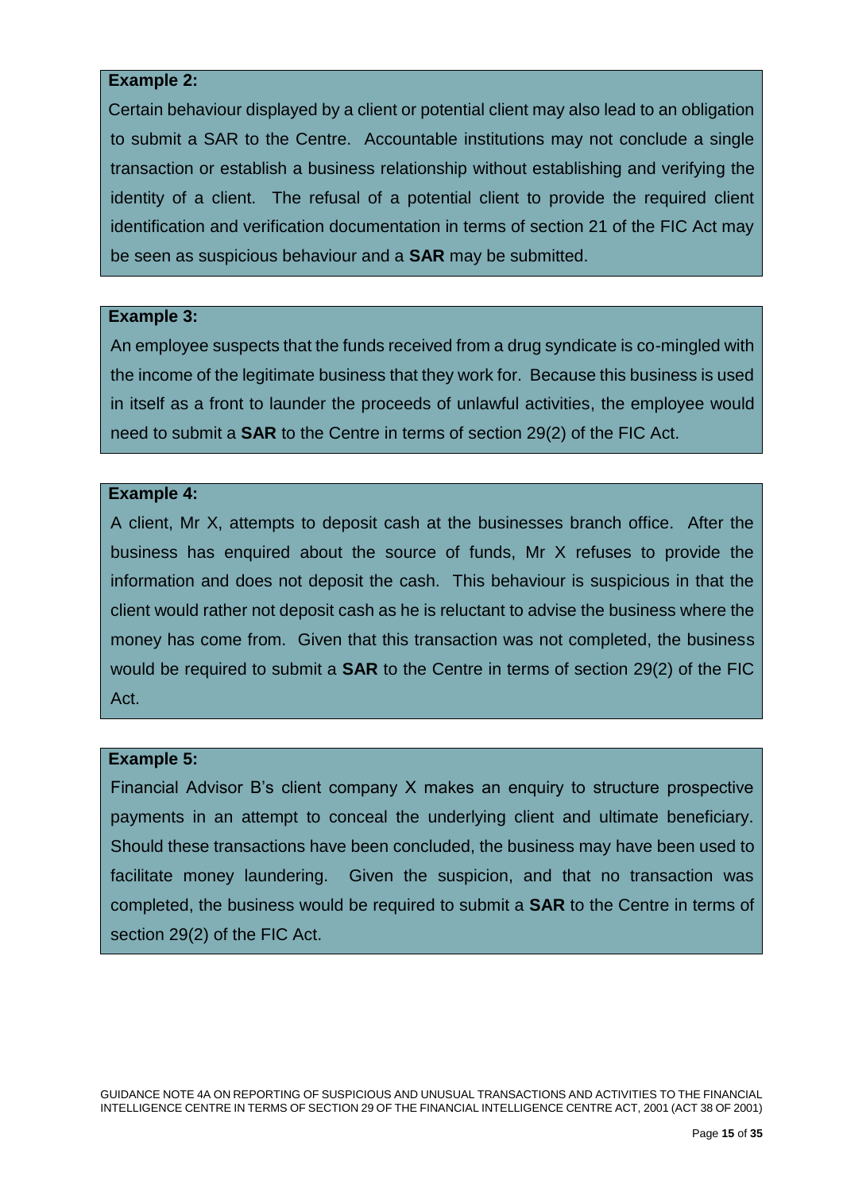**Example 2:**

Certain behaviour displayed by a client or potential client may also lead to an obligation to submit a SAR to the Centre. Accountable institutions may not conclude a single transaction or establish a business relationship without establishing and verifying the identity of a client. The refusal of a potential client to provide the required client identification and verification documentation in terms of section 21 of the FIC Act may be seen as suspicious behaviour and a **SAR** may be submitted.

**Example 3:**

An employee suspects that the funds received from a drug syndicate is co-mingled with the income of the legitimate business that they work for. Because this business is used in itself as a front to launder the proceeds of unlawful activities, the employee would need to submit a **SAR** to the Centre in terms of section 29(2) of the FIC Act.

**Example 4:**

A client, Mr X, attempts to deposit cash at the businesses branch office. After the business has enquired about the source of funds, Mr X refuses to provide the information and does not deposit the cash. This behaviour is suspicious in that the client would rather not deposit cash as he is reluctant to advise the business where the money has come from. Given that this transaction was not completed, the business would be required to submit a **SAR** to the Centre in terms of section 29(2) of the FIC Act.

**Example 5:**

Financial Advisor B's client company X makes an enquiry to structure prospective payments in an attempt to conceal the underlying client and ultimate beneficiary. Should these transactions have been concluded, the business may have been used to facilitate money laundering. Given the suspicion, and that no transaction was completed, the business would be required to submit a **SAR** to the Centre in terms of section 29(2) of the FIC Act.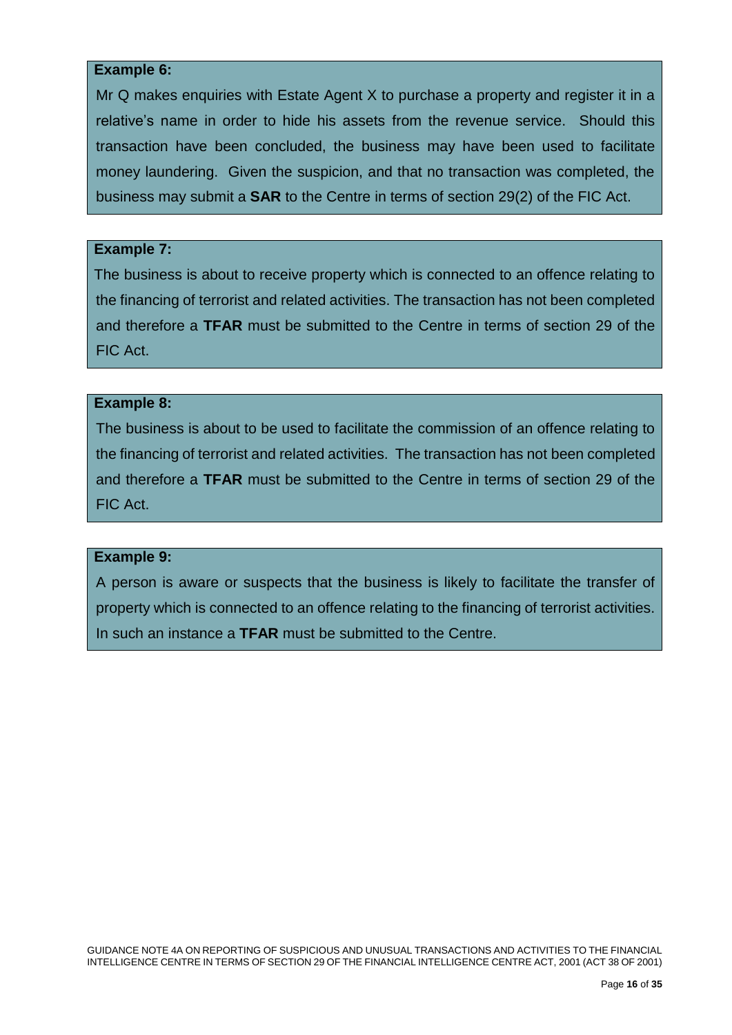**Example 6:**

Mr Q makes enquiries with Estate Agent X to purchase a property and register it in a relative's name in order to hide his assets from the revenue service. Should this transaction have been concluded, the business may have been used to facilitate money laundering. Given the suspicion, and that no transaction was completed, the business may submit a **SAR** to the Centre in terms of section 29(2) of the FIC Act.

**Example 7:**

The business is about to receive property which is connected to an offence relating to the financing of terrorist and related activities. The transaction has not been completed and therefore a **TFAR** must be submitted to the Centre in terms of section 29 of the FIC Act.

**Example 8:**

The business is about to be used to facilitate the commission of an offence relating to the financing of terrorist and related activities. The transaction has not been completed and therefore a **TFAR** must be submitted to the Centre in terms of section 29 of the FIC Act.

**Example 9:**

A person is aware or suspects that the business is likely to facilitate the transfer of property which is connected to an offence relating to the financing of terrorist activities. In such an instance a **TFAR** must be submitted to the Centre.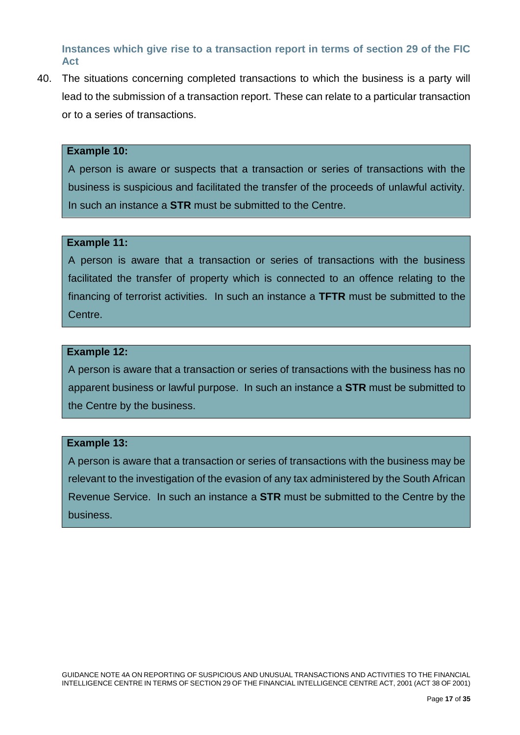### Instances which give rise to a transaction report in terms of section 29 of the FIC Act

40. The situations concerning completed transactions to which the business is a party will lead to the submission of a transaction report. These can relate to a particular transaction or to a series of transactions.

> **Example 10:**
> A person is aware or suspects that a transaction or series of transactions with the business is suspicious and facilitated the transfer of the proceeds of unlawful activity. In such an instance a **STR** must be submitted to the Centre.

> **Example 11:**
> A person is aware that a transaction or series of transactions with the business facilitated the transfer of property which is connected to an offence relating to the financing of terrorist activities. In such an instance a **TFTR** must be submitted to the Centre.

> **Example 12:**
> A person is aware that a transaction or series of transactions with the business has no apparent business or lawful purpose. In such an instance a **STR** must be submitted to the Centre by the business.

> **Example 13:**
> A person is aware that a transaction or series of transactions with the business may be relevant to the investigation of the evasion of any tax administered by the South African Revenue Service. In such an instance a **STR** must be submitted to the Centre by the business.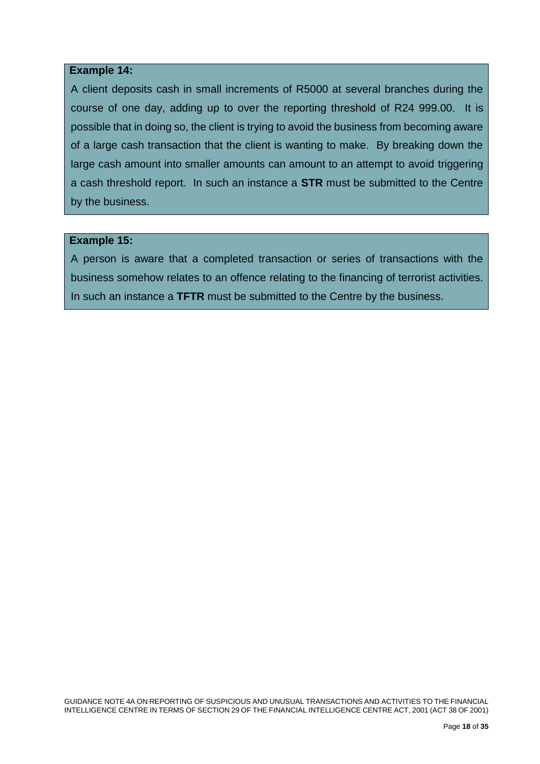**Example 14:**

A client deposits cash in small increments of R5000 at several branches during the course of one day, adding up to over the reporting threshold of R24 999.00. It is possible that in doing so, the client is trying to avoid the business from becoming aware of a large cash transaction that the client is wanting to make. By breaking down the large cash amount into smaller amounts can amount to an attempt to avoid triggering a cash threshold report. In such an instance a **STR** must be submitted to the Centre by the business.

**Example 15:**

A person is aware that a completed transaction or series of transactions with the business somehow relates to an offence relating to the financing of terrorist activities. In such an instance a **TFTR** must be submitted to the Centre by the business.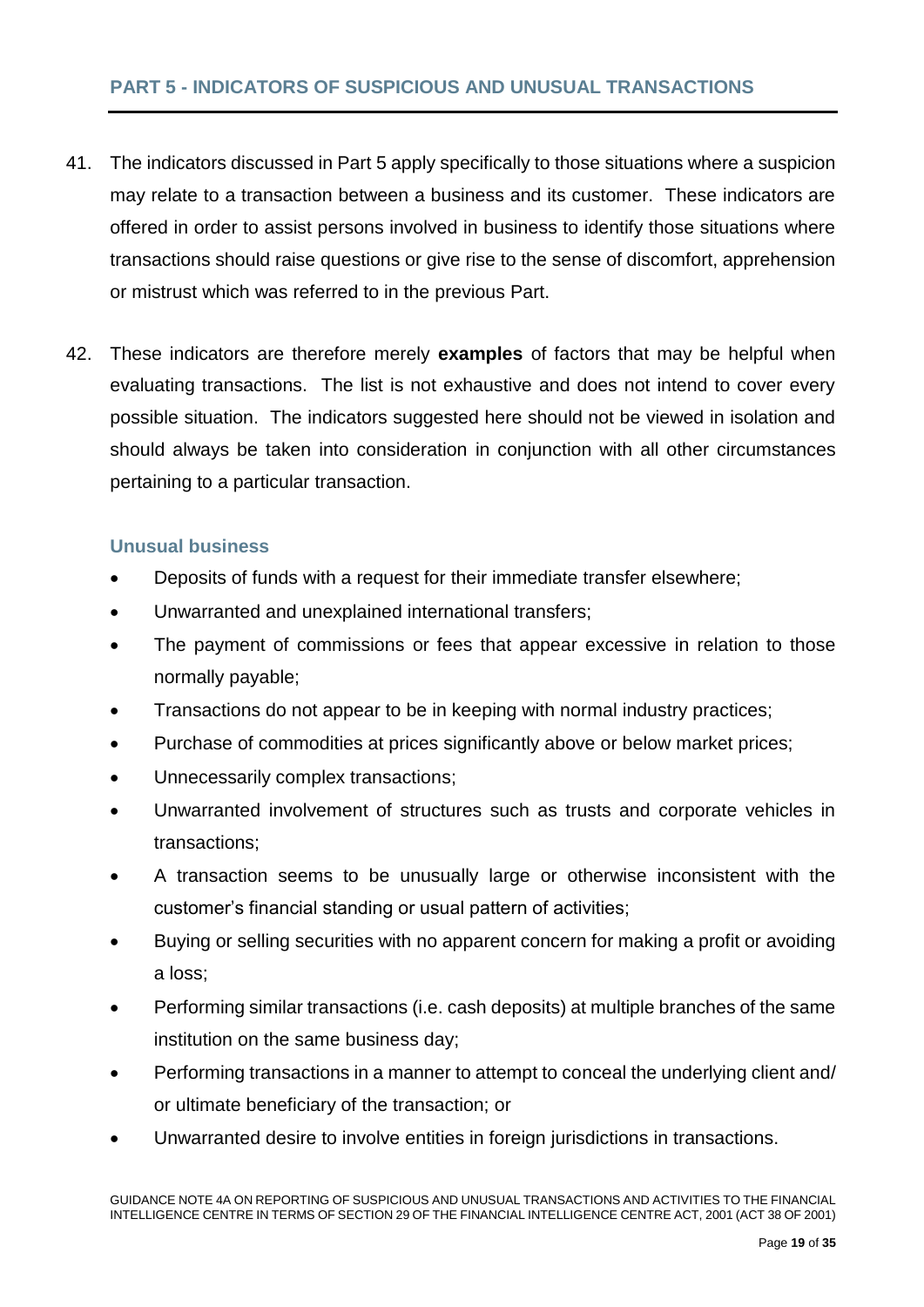## PART 5 - INDICATORS OF SUSPICIOUS AND UNUSUAL TRANSACTIONS

41. The indicators discussed in Part 5 apply specifically to those situations where a suspicion may relate to a transaction between a business and its customer. These indicators are offered in order to assist persons involved in business to identify those situations where transactions should raise questions or give rise to the sense of discomfort, apprehension or mistrust which was referred to in the previous Part.

42. These indicators are therefore merely **examples** of factors that may be helpful when evaluating transactions. The list is not exhaustive and does not intend to cover every possible situation. The indicators suggested here should not be viewed in isolation and should always be taken into consideration in conjunction with all other circumstances pertaining to a particular transaction.

### Unusual business

- Deposits of funds with a request for their immediate transfer elsewhere;
- Unwarranted and unexplained international transfers;
- The payment of commissions or fees that appear excessive in relation to those normally payable;
- Transactions do not appear to be in keeping with normal industry practices;
- Purchase of commodities at prices significantly above or below market prices;
- Unnecessarily complex transactions;
- Unwarranted involvement of structures such as trusts and corporate vehicles in transactions;
- A transaction seems to be unusually large or otherwise inconsistent with the customer's financial standing or usual pattern of activities;
- Buying or selling securities with no apparent concern for making a profit or avoiding a loss;
- Performing similar transactions (i.e. cash deposits) at multiple branches of the same institution on the same business day;
- Performing transactions in a manner to attempt to conceal the underlying client and/ or ultimate beneficiary of the transaction; or
- Unwarranted desire to involve entities in foreign jurisdictions in transactions.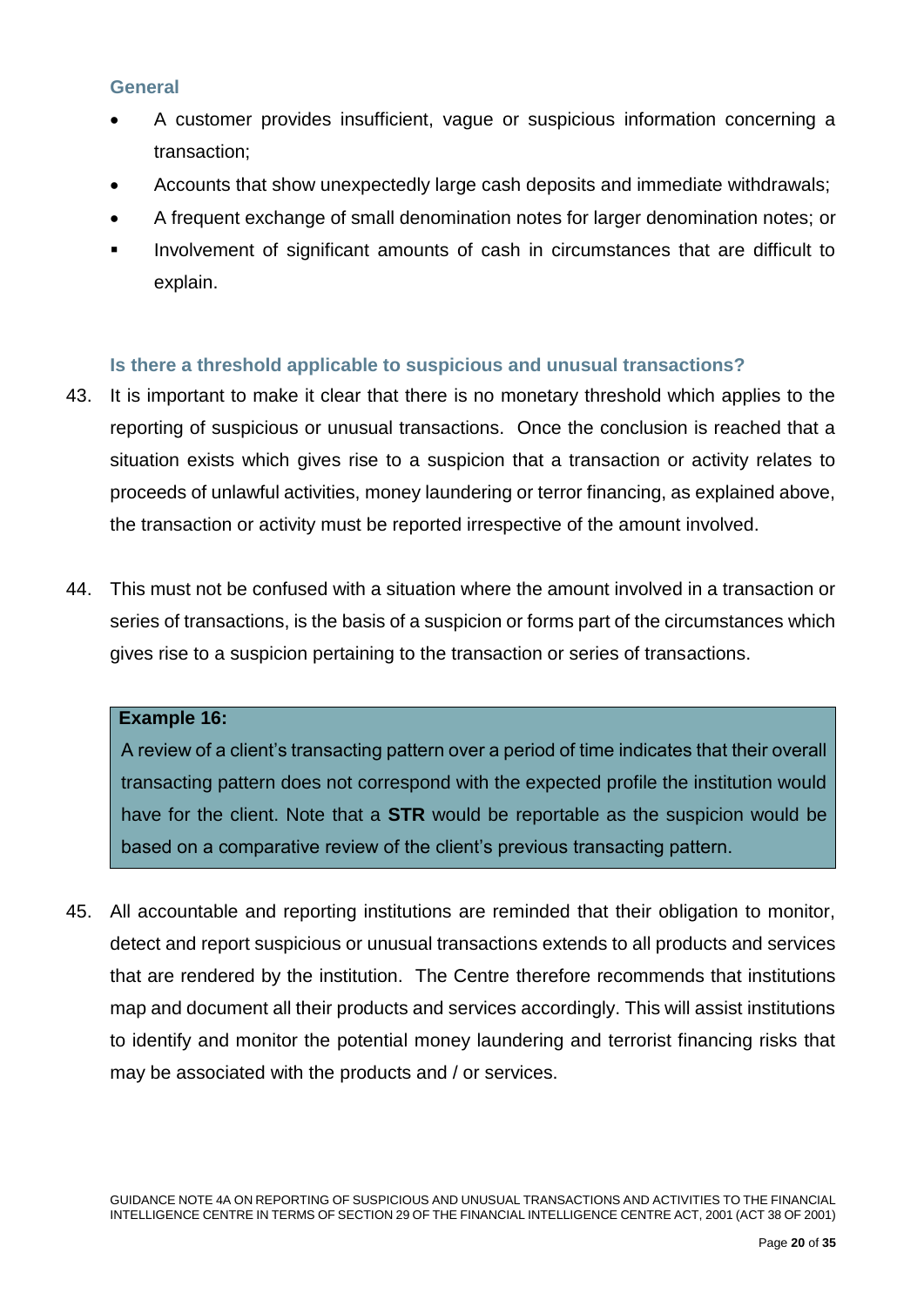### General

- A customer provides insufficient, vague or suspicious information concerning a transaction;
- Accounts that show unexpectedly large cash deposits and immediate withdrawals;
- A frequent exchange of small denomination notes for larger denomination notes; or
- Involvement of significant amounts of cash in circumstances that are difficult to explain.

### Is there a threshold applicable to suspicious and unusual transactions?

43. It is important to make it clear that there is no monetary threshold which applies to the reporting of suspicious or unusual transactions. Once the conclusion is reached that a situation exists which gives rise to a suspicion that a transaction or activity relates to proceeds of unlawful activities, money laundering or terror financing, as explained above, the transaction or activity must be reported irrespective of the amount involved.

44. This must not be confused with a situation where the amount involved in a transaction or series of transactions, is the basis of a suspicion or forms part of the circumstances which gives rise to a suspicion pertaining to the transaction or series of transactions.

> **Example 16:**
> A review of a client's transacting pattern over a period of time indicates that their overall transacting pattern does not correspond with the expected profile the institution would have for the client. Note that a **STR** would be reportable as the suspicion would be based on a comparative review of the client's previous transacting pattern.

45. All accountable and reporting institutions are reminded that their obligation to monitor, detect and report suspicious or unusual transactions extends to all products and services that are rendered by the institution. The Centre therefore recommends that institutions map and document all their products and services accordingly. This will assist institutions to identify and monitor the potential money laundering and terrorist financing risks that may be associated with the products and / or services.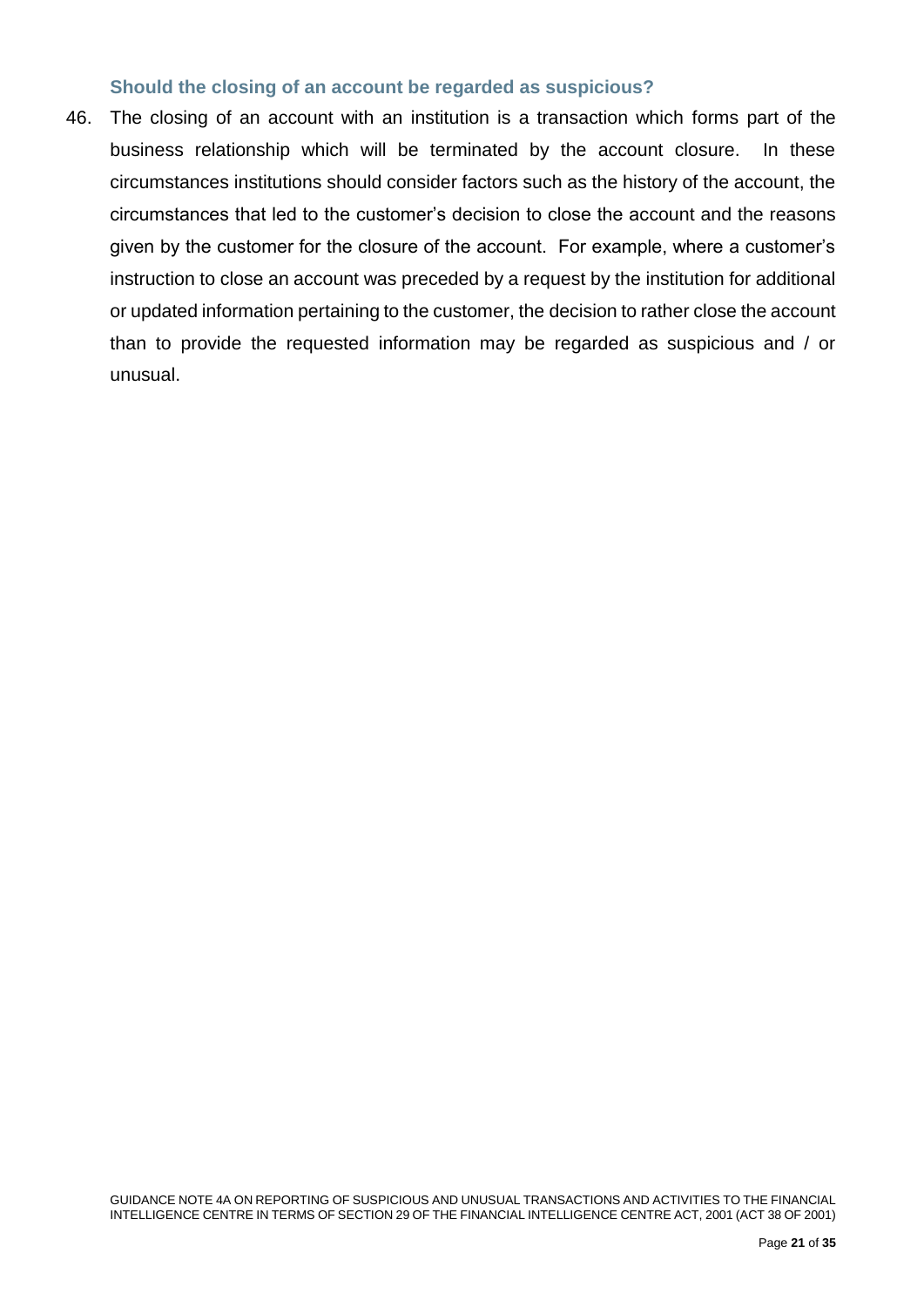### Should the closing of an account be regarded as suspicious?

46. The closing of an account with an institution is a transaction which forms part of the business relationship which will be terminated by the account closure. In these circumstances institutions should consider factors such as the history of the account, the circumstances that led to the customer's decision to close the account and the reasons given by the customer for the closure of the account. For example, where a customer's instruction to close an account was preceded by a request by the institution for additional or updated information pertaining to the customer, the decision to rather close the account than to provide the requested information may be regarded as suspicious and / or unusual.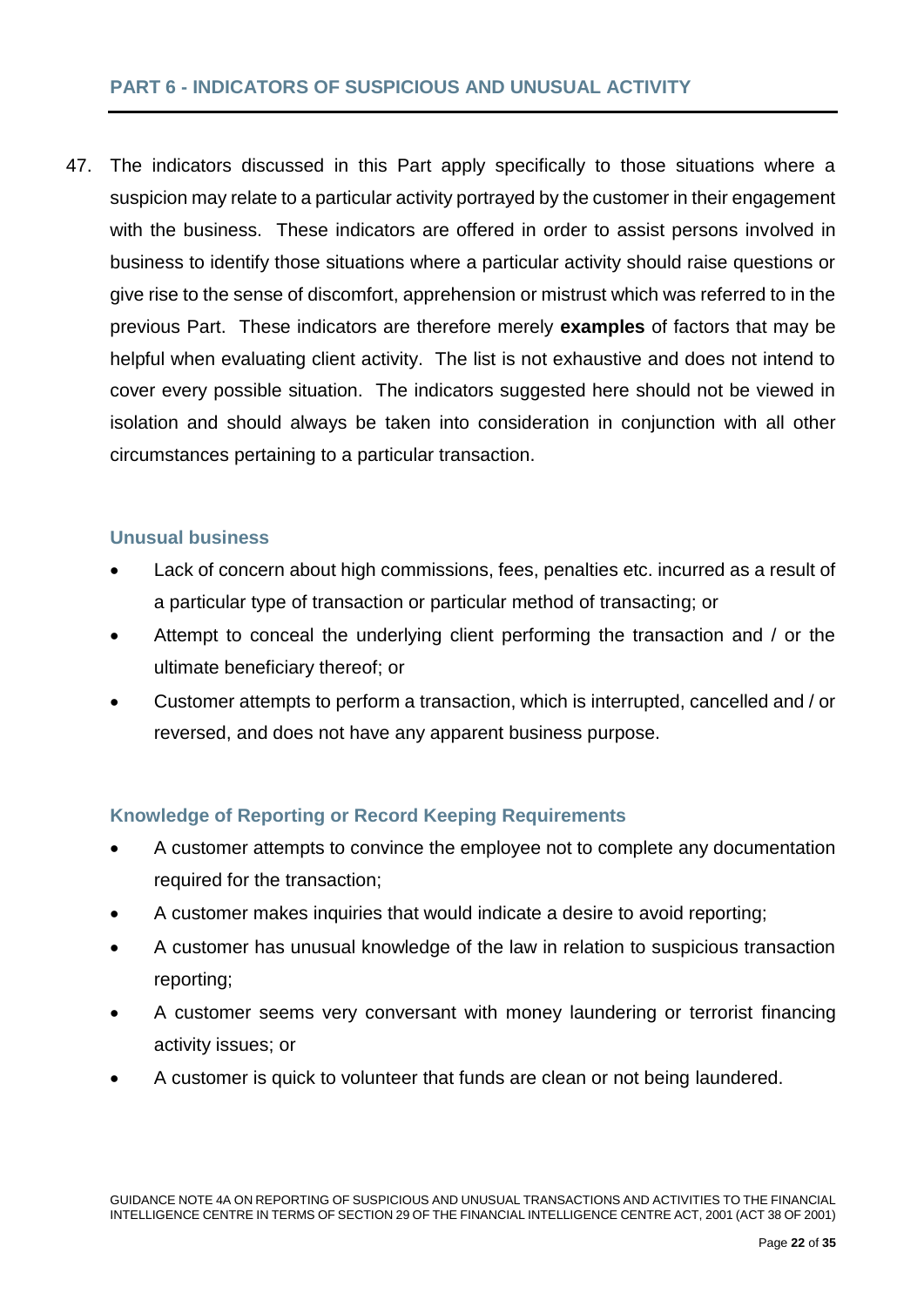## PART 6 - INDICATORS OF SUSPICIOUS AND UNUSUAL ACTIVITY

47. The indicators discussed in this Part apply specifically to those situations where a suspicion may relate to a particular activity portrayed by the customer in their engagement with the business. These indicators are offered in order to assist persons involved in business to identify those situations where a particular activity should raise questions or give rise to the sense of discomfort, apprehension or mistrust which was referred to in the previous Part. These indicators are therefore merely **examples** of factors that may be helpful when evaluating client activity. The list is not exhaustive and does not intend to cover every possible situation. The indicators suggested here should not be viewed in isolation and should always be taken into consideration in conjunction with all other circumstances pertaining to a particular transaction.

### Unusual business

- Lack of concern about high commissions, fees, penalties etc. incurred as a result of a particular type of transaction or particular method of transacting; or
- Attempt to conceal the underlying client performing the transaction and / or the ultimate beneficiary thereof; or
- Customer attempts to perform a transaction, which is interrupted, cancelled and / or reversed, and does not have any apparent business purpose.

### Knowledge of Reporting or Record Keeping Requirements

- A customer attempts to convince the employee not to complete any documentation required for the transaction;
- A customer makes inquiries that would indicate a desire to avoid reporting;
- A customer has unusual knowledge of the law in relation to suspicious transaction reporting;
- A customer seems very conversant with money laundering or terrorist financing activity issues; or
- A customer is quick to volunteer that funds are clean or not being laundered.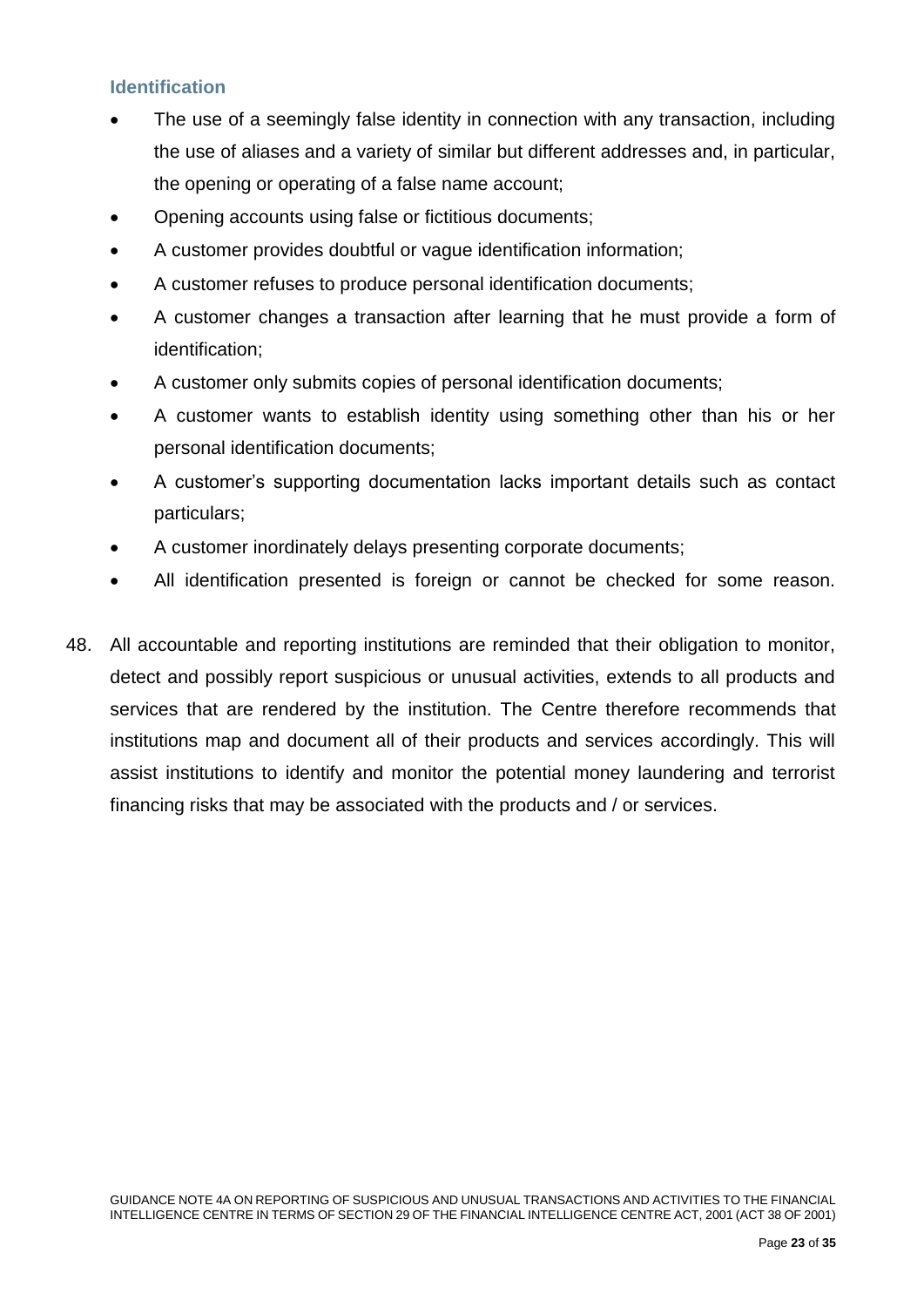### Identification

- The use of a seemingly false identity in connection with any transaction, including the use of aliases and a variety of similar but different addresses and, in particular, the opening or operating of a false name account;
- Opening accounts using false or fictitious documents;
- A customer provides doubtful or vague identification information;
- A customer refuses to produce personal identification documents;
- A customer changes a transaction after learning that he must provide a form of identification;
- A customer only submits copies of personal identification documents;
- A customer wants to establish identity using something other than his or her personal identification documents;
- A customer's supporting documentation lacks important details such as contact particulars;
- A customer inordinately delays presenting corporate documents;
- All identification presented is foreign or cannot be checked for some reason.

48. All accountable and reporting institutions are reminded that their obligation to monitor, detect and possibly report suspicious or unusual activities, extends to all products and services that are rendered by the institution. The Centre therefore recommends that institutions map and document all of their products and services accordingly. This will assist institutions to identify and monitor the potential money laundering and terrorist financing risks that may be associated with the products and / or services.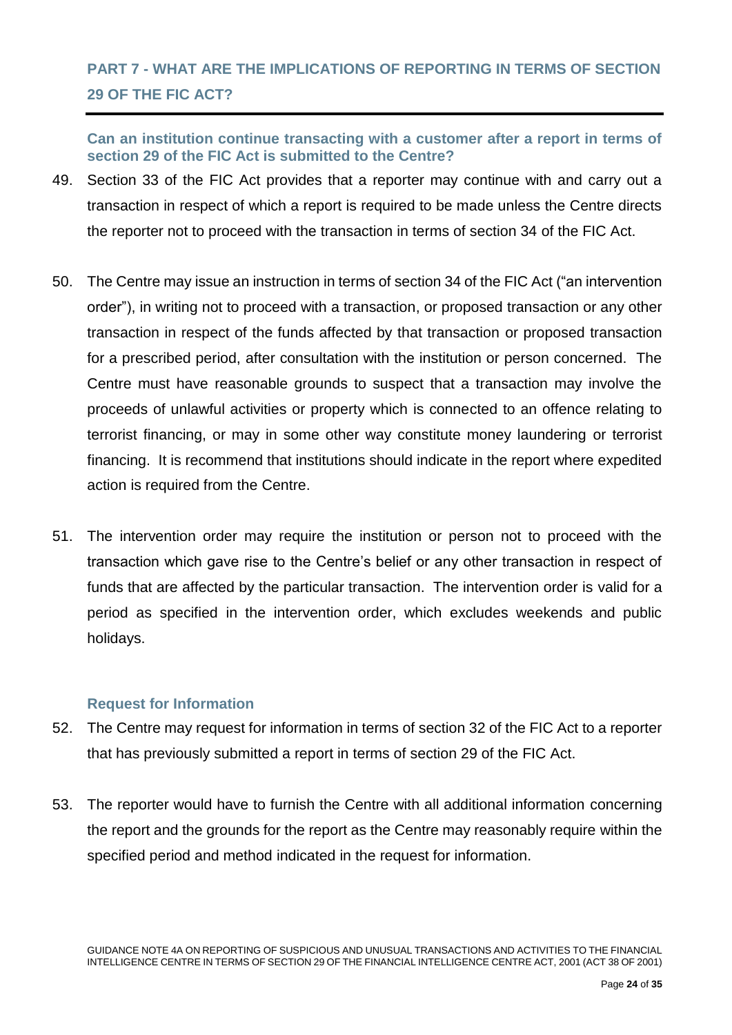## PART 7 - WHAT ARE THE IMPLICATIONS OF REPORTING IN TERMS OF SECTION 29 OF THE FIC ACT?

### Can an institution continue transacting with a customer after a report in terms of section 29 of the FIC Act is submitted to the Centre?

49. Section 33 of the FIC Act provides that a reporter may continue with and carry out a transaction in respect of which a report is required to be made unless the Centre directs the reporter not to proceed with the transaction in terms of section 34 of the FIC Act.

50. The Centre may issue an instruction in terms of section 34 of the FIC Act ("an intervention order"), in writing not to proceed with a transaction, or proposed transaction or any other transaction in respect of the funds affected by that transaction or proposed transaction for a prescribed period, after consultation with the institution or person concerned. The Centre must have reasonable grounds to suspect that a transaction may involve the proceeds of unlawful activities or property which is connected to an offence relating to terrorist financing, or may in some other way constitute money laundering or terrorist financing. It is recommend that institutions should indicate in the report where expedited action is required from the Centre.

51. The intervention order may require the institution or person not to proceed with the transaction which gave rise to the Centre's belief or any other transaction in respect of funds that are affected by the particular transaction. The intervention order is valid for a period as specified in the intervention order, which excludes weekends and public holidays.

### Request for Information

52. The Centre may request for information in terms of section 32 of the FIC Act to a reporter that has previously submitted a report in terms of section 29 of the FIC Act.

53. The reporter would have to furnish the Centre with all additional information concerning the report and the grounds for the report as the Centre may reasonably require within the specified period and method indicated in the request for information.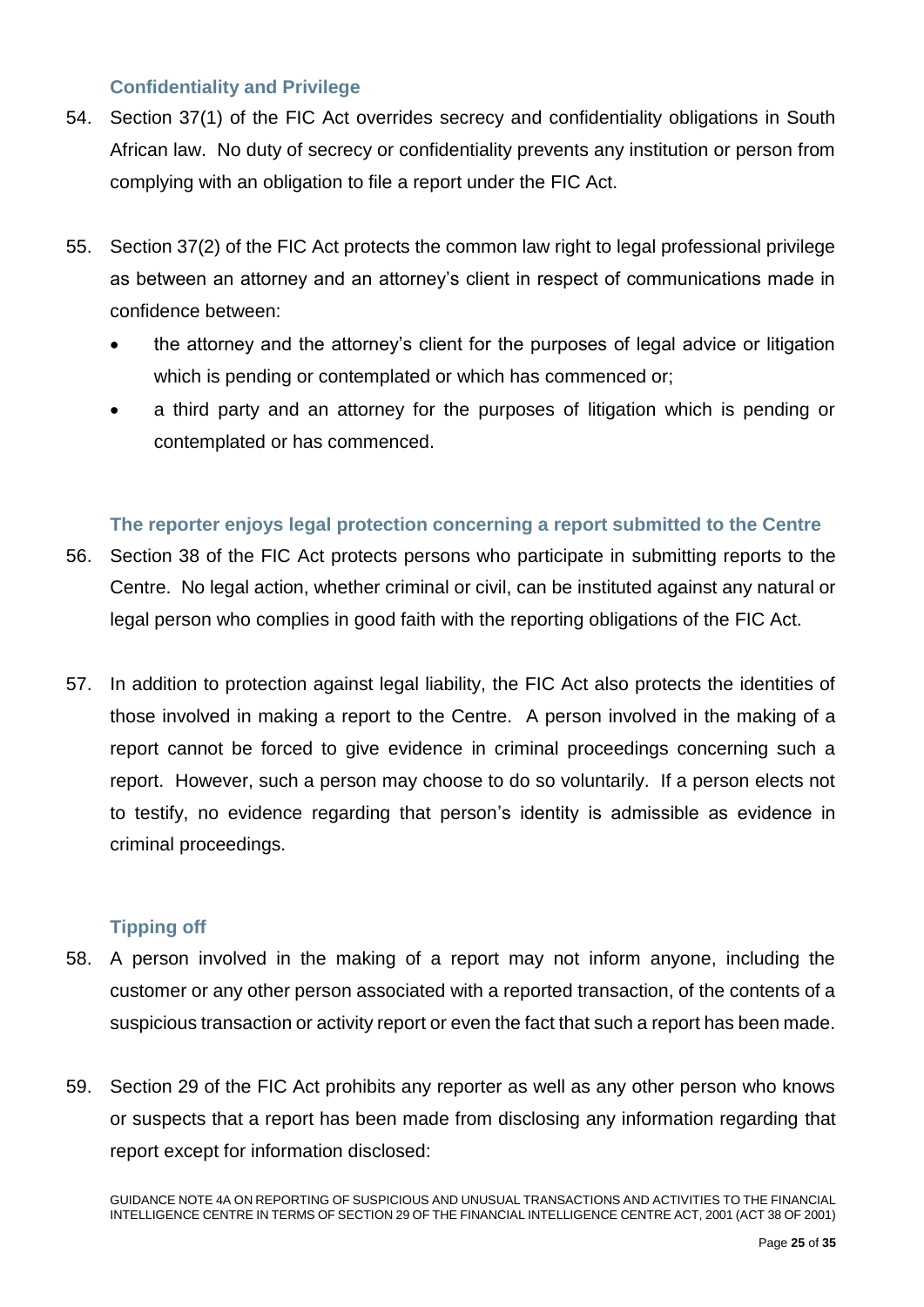### Confidentiality and Privilege

54. Section 37(1) of the FIC Act overrides secrecy and confidentiality obligations in South African law. No duty of secrecy or confidentiality prevents any institution or person from complying with an obligation to file a report under the FIC Act.

55. Section 37(2) of the FIC Act protects the common law right to legal professional privilege as between an attorney and an attorney's client in respect of communications made in confidence between:
    - the attorney and the attorney's client for the purposes of legal advice or litigation which is pending or contemplated or which has commenced or;
    - a third party and an attorney for the purposes of litigation which is pending or contemplated or has commenced.

### The reporter enjoys legal protection concerning a report submitted to the Centre

56. Section 38 of the FIC Act protects persons who participate in submitting reports to the Centre. No legal action, whether criminal or civil, can be instituted against any natural or legal person who complies in good faith with the reporting obligations of the FIC Act.

57. In addition to protection against legal liability, the FIC Act also protects the identities of those involved in making a report to the Centre. A person involved in the making of a report cannot be forced to give evidence in criminal proceedings concerning such a report. However, such a person may choose to do so voluntarily. If a person elects not to testify, no evidence regarding that person's identity is admissible as evidence in criminal proceedings.

### Tipping off

58. A person involved in the making of a report may not inform anyone, including the customer or any other person associated with a reported transaction, of the contents of a suspicious transaction or activity report or even the fact that such a report has been made.

59. Section 29 of the FIC Act prohibits any reporter as well as any other person who knows or suspects that a report has been made from disclosing any information regarding that report except for information disclosed: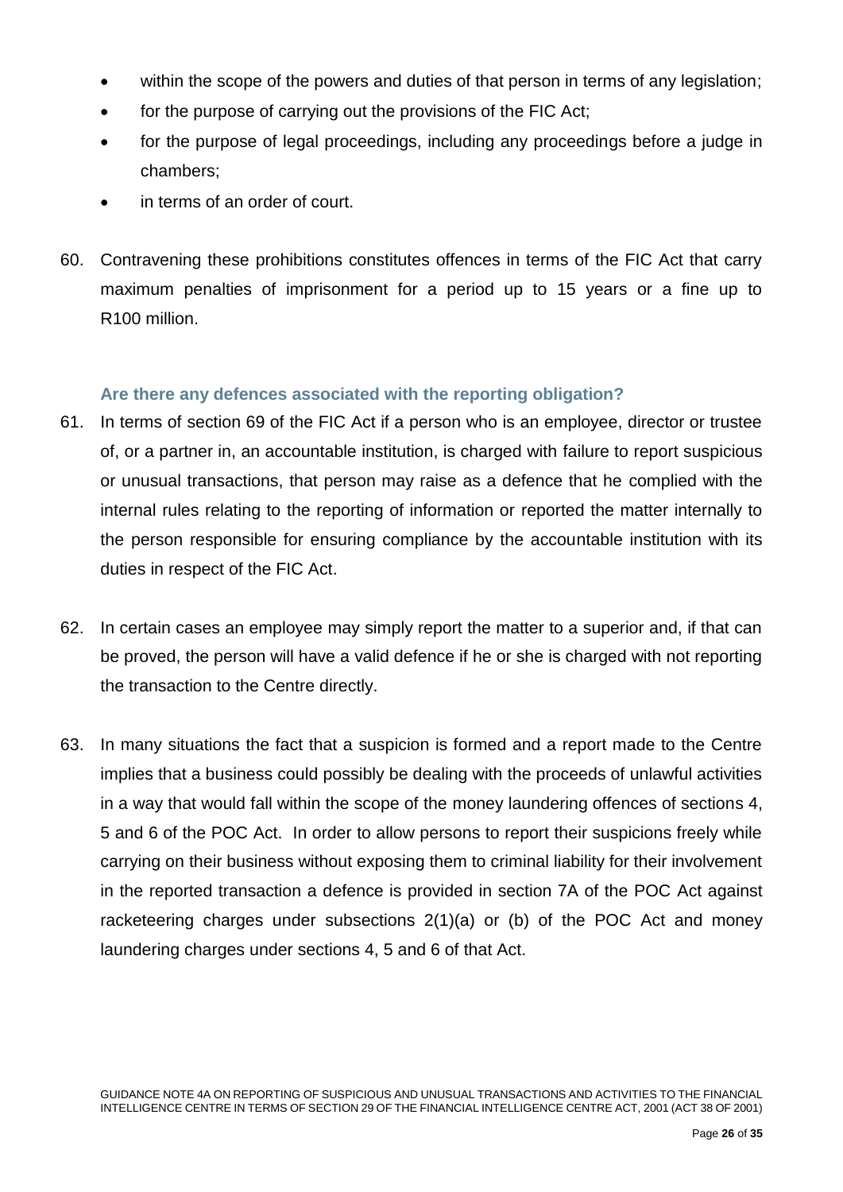- within the scope of the powers and duties of that person in terms of any legislation;
- for the purpose of carrying out the provisions of the FIC Act;
- for the purpose of legal proceedings, including any proceedings before a judge in chambers;
- in terms of an order of court.

60. Contravening these prohibitions constitutes offences in terms of the FIC Act that carry maximum penalties of imprisonment for a period up to 15 years or a fine up to R100 million.

### Are there any defences associated with the reporting obligation?

61. In terms of section 69 of the FIC Act if a person who is an employee, director or trustee of, or a partner in, an accountable institution, is charged with failure to report suspicious or unusual transactions, that person may raise as a defence that he complied with the internal rules relating to the reporting of information or reported the matter internally to the person responsible for ensuring compliance by the accountable institution with its duties in respect of the FIC Act.

62. In certain cases an employee may simply report the matter to a superior and, if that can be proved, the person will have a valid defence if he or she is charged with not reporting the transaction to the Centre directly.

63. In many situations the fact that a suspicion is formed and a report made to the Centre implies that a business could possibly be dealing with the proceeds of unlawful activities in a way that would fall within the scope of the money laundering offences of sections 4, 5 and 6 of the POC Act. In order to allow persons to report their suspicions freely while carrying on their business without exposing them to criminal liability for their involvement in the reported transaction a defence is provided in section 7A of the POC Act against racketeering charges under subsections 2(1)(a) or (b) of the POC Act and money laundering charges under sections 4, 5 and 6 of that Act.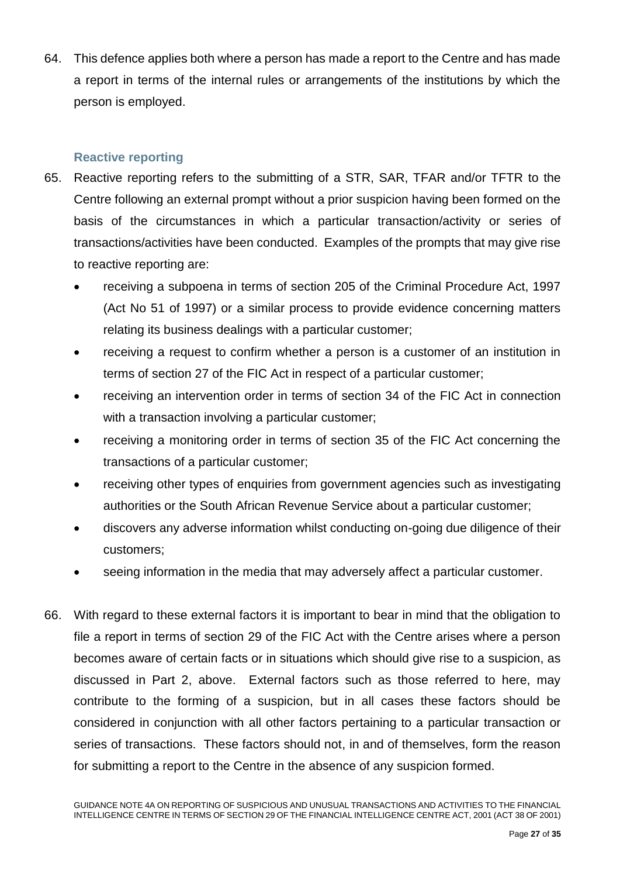64. This defence applies both where a person has made a report to the Centre and has made a report in terms of the internal rules or arrangements of the institutions by which the person is employed.

### Reactive reporting

65. Reactive reporting refers to the submitting of a STR, SAR, TFAR and/or TFTR to the Centre following an external prompt without a prior suspicion having been formed on the basis of the circumstances in which a particular transaction/activity or series of transactions/activities have been conducted. Examples of the prompts that may give rise to reactive reporting are:
    - receiving a subpoena in terms of section 205 of the Criminal Procedure Act, 1997 (Act No 51 of 1997) or a similar process to provide evidence concerning matters relating its business dealings with a particular customer;
    - receiving a request to confirm whether a person is a customer of an institution in terms of section 27 of the FIC Act in respect of a particular customer;
    - receiving an intervention order in terms of section 34 of the FIC Act in connection with a transaction involving a particular customer;
    - receiving a monitoring order in terms of section 35 of the FIC Act concerning the transactions of a particular customer;
    - receiving other types of enquiries from government agencies such as investigating authorities or the South African Revenue Service about a particular customer;
    - discovers any adverse information whilst conducting on-going due diligence of their customers;
    - seeing information in the media that may adversely affect a particular customer.

66. With regard to these external factors it is important to bear in mind that the obligation to file a report in terms of section 29 of the FIC Act with the Centre arises where a person becomes aware of certain facts or in situations which should give rise to a suspicion, as discussed in Part 2, above. External factors such as those referred to here, may contribute to the forming of a suspicion, but in all cases these factors should be considered in conjunction with all other factors pertaining to a particular transaction or series of transactions. These factors should not, in and of themselves, form the reason for submitting a report to the Centre in the absence of any suspicion formed.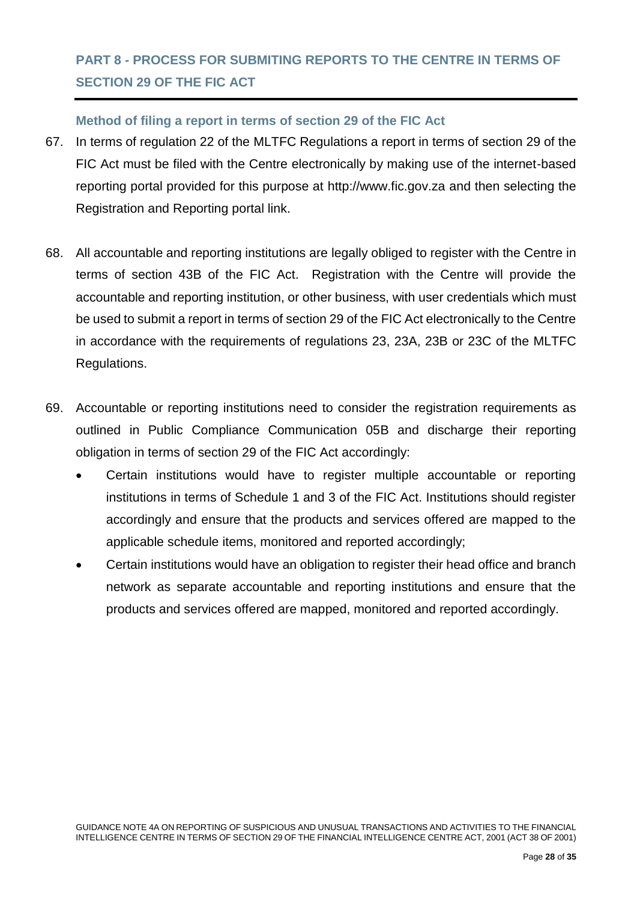## PART 8 - PROCESS FOR SUBMITING REPORTS TO THE CENTRE IN TERMS OF SECTION 29 OF THE FIC ACT

### Method of filing a report in terms of section 29 of the FIC Act

67. In terms of regulation 22 of the MLTFC Regulations a report in terms of section 29 of the FIC Act must be filed with the Centre electronically by making use of the internet-based reporting portal provided for this purpose at http://www.fic.gov.za and then selecting the Registration and Reporting portal link.

68. All accountable and reporting institutions are legally obliged to register with the Centre in terms of section 43B of the FIC Act. Registration with the Centre will provide the accountable and reporting institution, or other business, with user credentials which must be used to submit a report in terms of section 29 of the FIC Act electronically to the Centre in accordance with the requirements of regulations 23, 23A, 23B or 23C of the MLTFC Regulations.

69. Accountable or reporting institutions need to consider the registration requirements as outlined in Public Compliance Communication 05B and discharge their reporting obligation in terms of section 29 of the FIC Act accordingly:
    - Certain institutions would have to register multiple accountable or reporting institutions in terms of Schedule 1 and 3 of the FIC Act. Institutions should register accordingly and ensure that the products and services offered are mapped to the applicable schedule items, monitored and reported accordingly;
    - Certain institutions would have an obligation to register their head office and branch network as separate accountable and reporting institutions and ensure that the products and services offered are mapped, monitored and reported accordingly.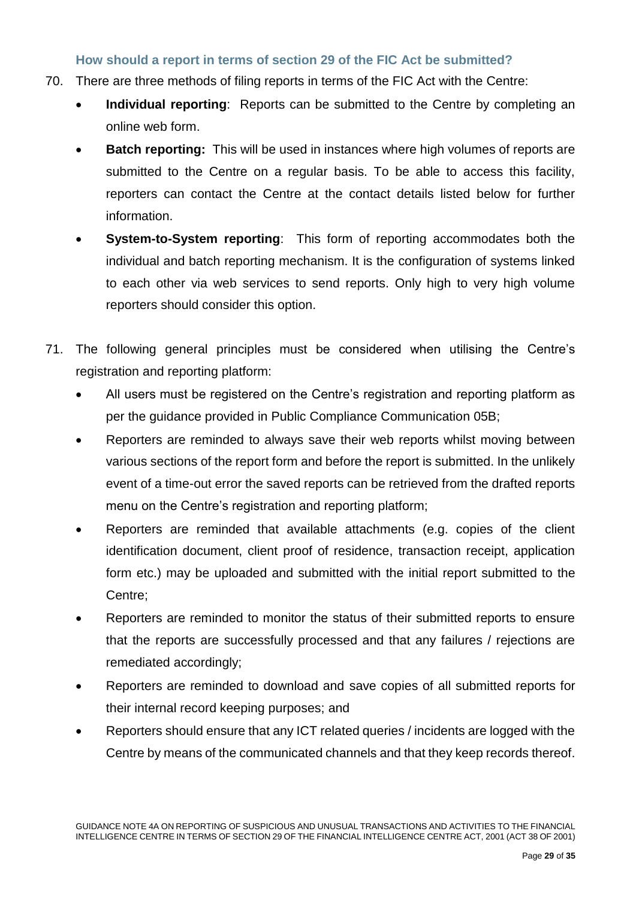### How should a report in terms of section 29 of the FIC Act be submitted?

70. There are three methods of filing reports in terms of the FIC Act with the Centre:
    - **Individual reporting**: Reports can be submitted to the Centre by completing an online web form.
    - **Batch reporting:** This will be used in instances where high volumes of reports are submitted to the Centre on a regular basis. To be able to access this facility, reporters can contact the Centre at the contact details listed below for further information.
    - **System-to-System reporting**: This form of reporting accommodates both the individual and batch reporting mechanism. It is the configuration of systems linked to each other via web services to send reports. Only high to very high volume reporters should consider this option.

71. The following general principles must be considered when utilising the Centre's registration and reporting platform:
    - All users must be registered on the Centre's registration and reporting platform as per the guidance provided in Public Compliance Communication 05B;
    - Reporters are reminded to always save their web reports whilst moving between various sections of the report form and before the report is submitted. In the unlikely event of a time-out error the saved reports can be retrieved from the drafted reports menu on the Centre's registration and reporting platform;
    - Reporters are reminded that available attachments (e.g. copies of the client identification document, client proof of residence, transaction receipt, application form etc.) may be uploaded and submitted with the initial report submitted to the Centre;
    - Reporters are reminded to monitor the status of their submitted reports to ensure that the reports are successfully processed and that any failures / rejections are remediated accordingly;
    - Reporters are reminded to download and save copies of all submitted reports for their internal record keeping purposes; and
    - Reporters should ensure that any ICT related queries / incidents are logged with the Centre by means of the communicated channels and that they keep records thereof.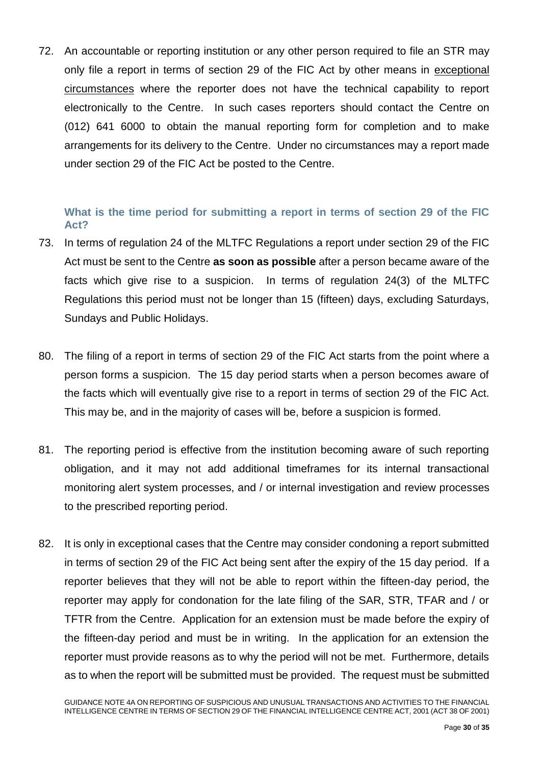72. An accountable or reporting institution or any other person required to file an STR may only file a report in terms of section 29 of the FIC Act by other means in exceptional circumstances where the reporter does not have the technical capability to report electronically to the Centre. In such cases reporters should contact the Centre on (012) 641 6000 to obtain the manual reporting form for completion and to make arrangements for its delivery to the Centre. Under no circumstances may a report made under section 29 of the FIC Act be posted to the Centre.

### What is the time period for submitting a report in terms of section 29 of the FIC Act?

73. In terms of regulation 24 of the MLTFC Regulations a report under section 29 of the FIC Act must be sent to the Centre **as soon as possible** after a person became aware of the facts which give rise to a suspicion. In terms of regulation 24(3) of the MLTFC Regulations this period must not be longer than 15 (fifteen) days, excluding Saturdays, Sundays and Public Holidays.

80. The filing of a report in terms of section 29 of the FIC Act starts from the point where a person forms a suspicion. The 15 day period starts when a person becomes aware of the facts which will eventually give rise to a report in terms of section 29 of the FIC Act. This may be, and in the majority of cases will be, before a suspicion is formed.

81. The reporting period is effective from the institution becoming aware of such reporting obligation, and it may not add additional timeframes for its internal transactional monitoring alert system processes, and / or internal investigation and review processes to the prescribed reporting period.

82. It is only in exceptional cases that the Centre may consider condoning a report submitted in terms of section 29 of the FIC Act being sent after the expiry of the 15 day period. If a reporter believes that they will not be able to report within the fifteen-day period, the reporter may apply for condonation for the late filing of the SAR, STR, TFAR and / or TFTR from the Centre. Application for an extension must be made before the expiry of the fifteen-day period and must be in writing. In the application for an extension the reporter must provide reasons as to why the period will not be met. Furthermore, details as to when the report will be submitted must be provided. The request must be submitted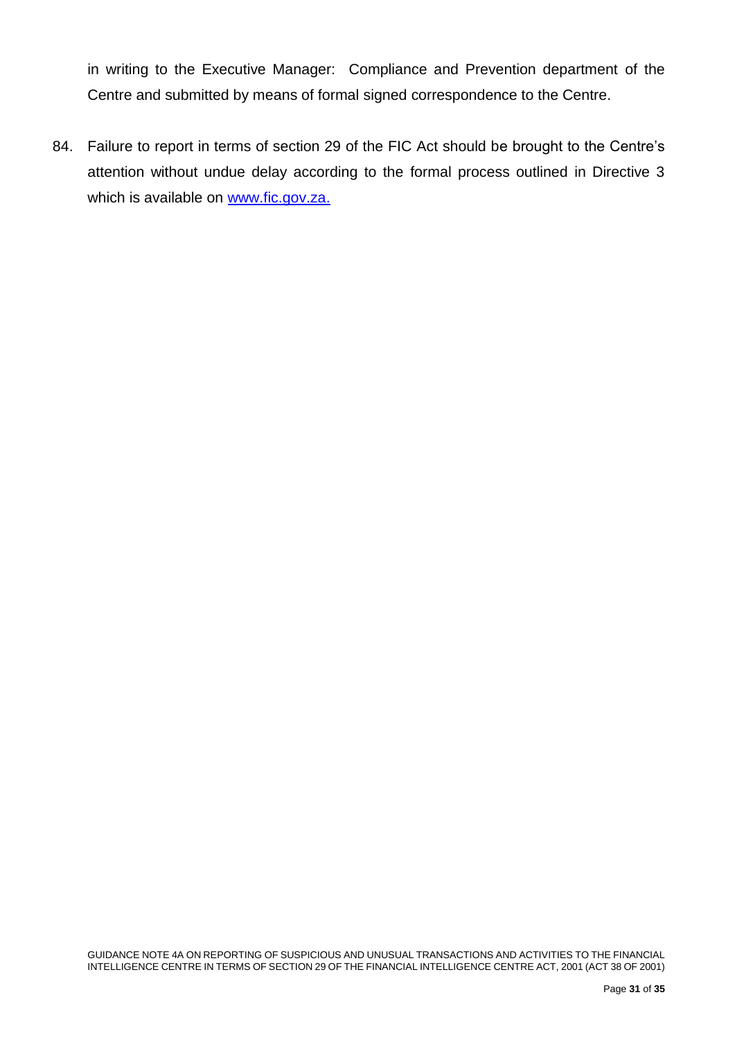in writing to the Executive Manager: Compliance and Prevention department of the Centre and submitted by means of formal signed correspondence to the Centre.

84. Failure to report in terms of section 29 of the FIC Act should be brought to the Centre's attention without undue delay according to the formal process outlined in Directive 3 which is available on [www.fic.gov.za.](http://www.fic.gov.za)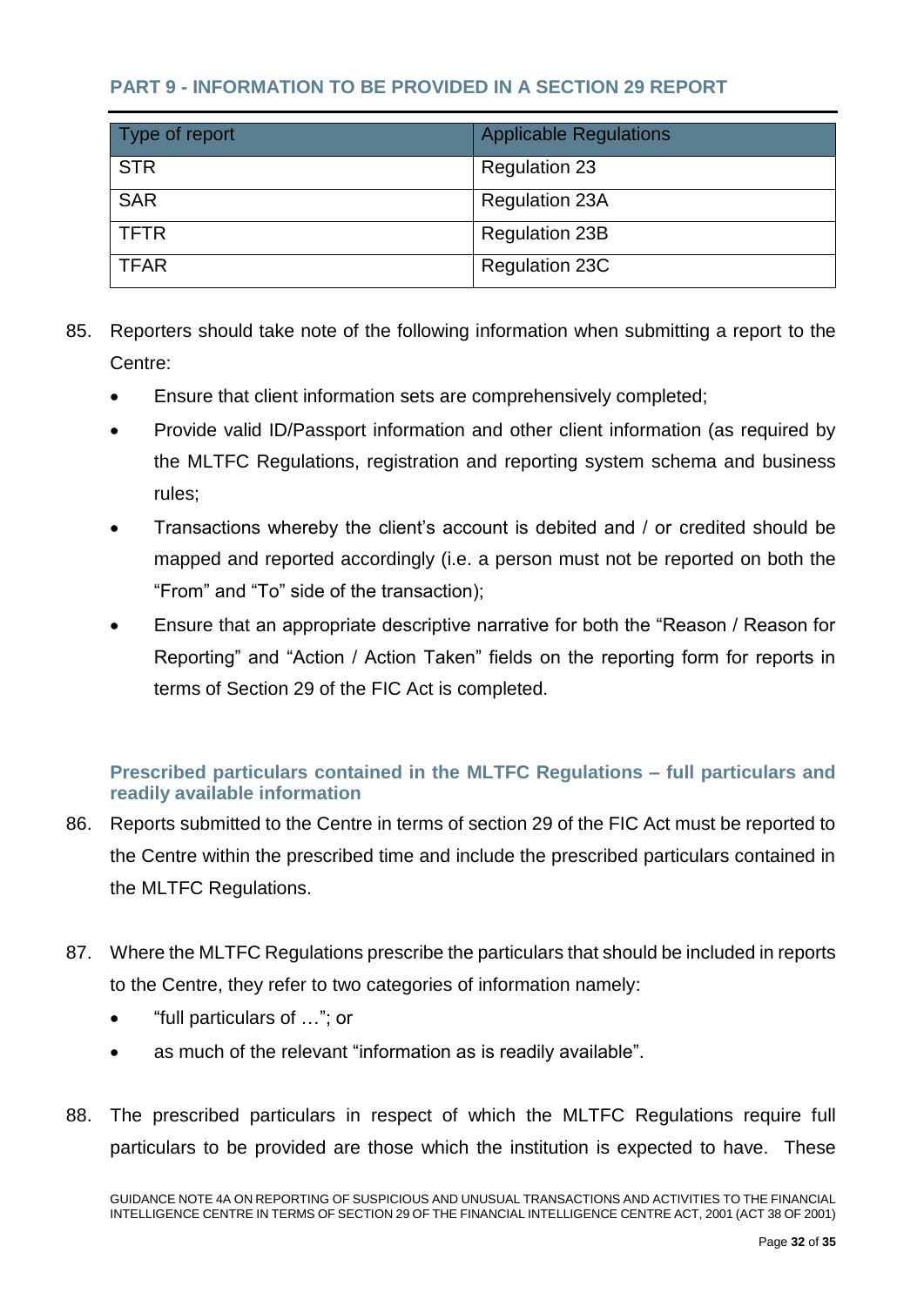## PART 9 - INFORMATION TO BE PROVIDED IN A SECTION 29 REPORT

| Type of report | Applicable Regulations |
|---|---|
| STR | Regulation 23 |
| SAR | Regulation 23A |
| TFTR | Regulation 23B |
| TFAR | Regulation 23C |

85. Reporters should take note of the following information when submitting a report to the Centre:
    - Ensure that client information sets are comprehensively completed;
    - Provide valid ID/Passport information and other client information (as required by the MLTFC Regulations, registration and reporting system schema and business rules;
    - Transactions whereby the client's account is debited and / or credited should be mapped and reported accordingly (i.e. a person must not be reported on both the "From" and "To" side of the transaction);
    - Ensure that an appropriate descriptive narrative for both the "Reason / Reason for Reporting" and "Action / Action Taken" fields on the reporting form for reports in terms of Section 29 of the FIC Act is completed.

### Prescribed particulars contained in the MLTFC Regulations – full particulars and readily available information

86. Reports submitted to the Centre in terms of section 29 of the FIC Act must be reported to the Centre within the prescribed time and include the prescribed particulars contained in the MLTFC Regulations.

87. Where the MLTFC Regulations prescribe the particulars that should be included in reports to the Centre, they refer to two categories of information namely:
    - "full particulars of …"; or
    - as much of the relevant "information as is readily available".

88. The prescribed particulars in respect of which the MLTFC Regulations require full particulars to be provided are those which the institution is expected to have. These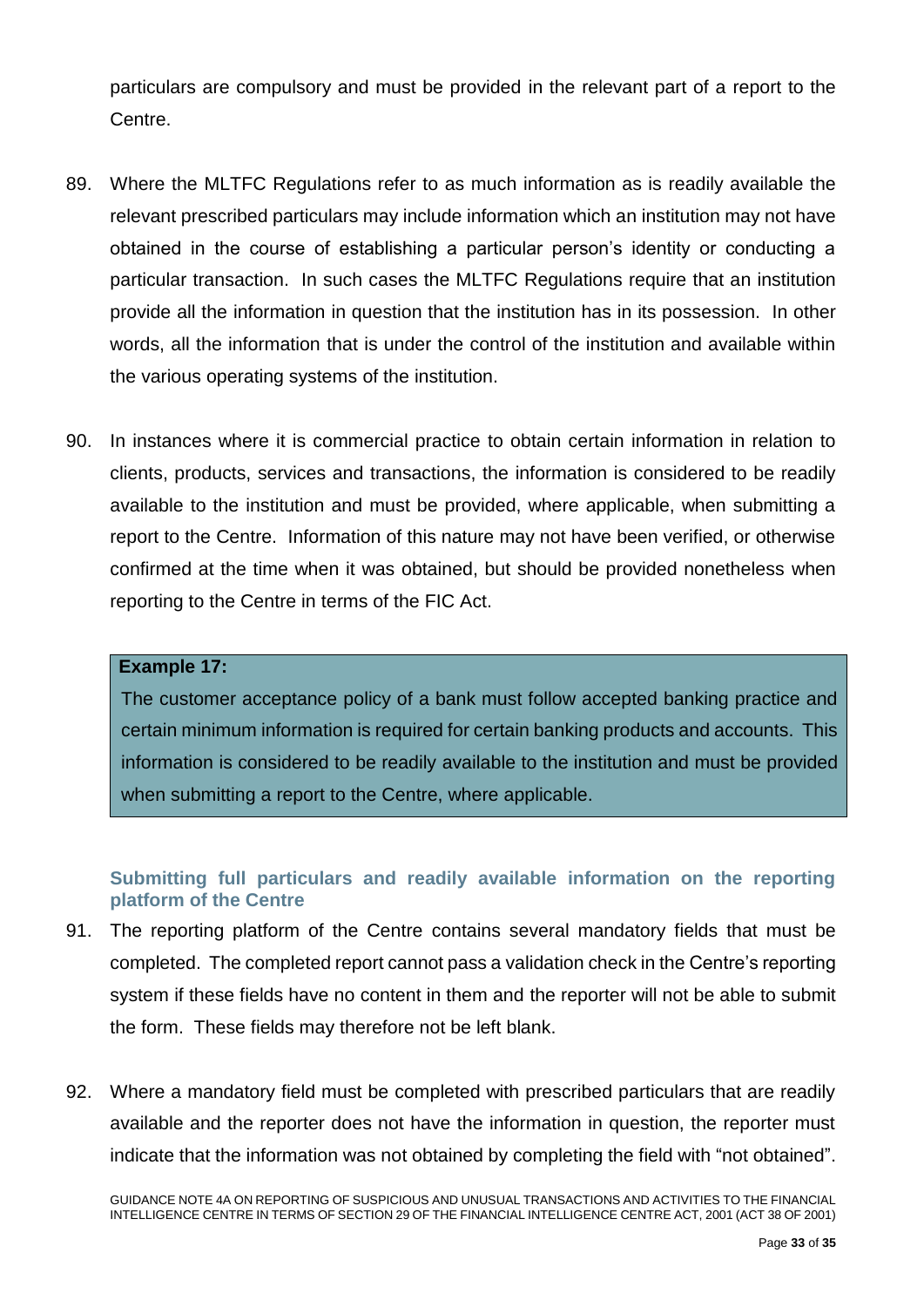particulars are compulsory and must be provided in the relevant part of a report to the Centre.

89. Where the MLTFC Regulations refer to as much information as is readily available the relevant prescribed particulars may include information which an institution may not have obtained in the course of establishing a particular person's identity or conducting a particular transaction. In such cases the MLTFC Regulations require that an institution provide all the information in question that the institution has in its possession. In other words, all the information that is under the control of the institution and available within the various operating systems of the institution.

90. In instances where it is commercial practice to obtain certain information in relation to clients, products, services and transactions, the information is considered to be readily available to the institution and must be provided, where applicable, when submitting a report to the Centre. Information of this nature may not have been verified, or otherwise confirmed at the time when it was obtained, but should be provided nonetheless when reporting to the Centre in terms of the FIC Act.

> **Example 17:**
>
> The customer acceptance policy of a bank must follow accepted banking practice and certain minimum information is required for certain banking products and accounts. This information is considered to be readily available to the institution and must be provided when submitting a report to the Centre, where applicable.

### Submitting full particulars and readily available information on the reporting platform of the Centre

91. The reporting platform of the Centre contains several mandatory fields that must be completed. The completed report cannot pass a validation check in the Centre's reporting system if these fields have no content in them and the reporter will not be able to submit the form. These fields may therefore not be left blank.

92. Where a mandatory field must be completed with prescribed particulars that are readily available and the reporter does not have the information in question, the reporter must indicate that the information was not obtained by completing the field with "not obtained".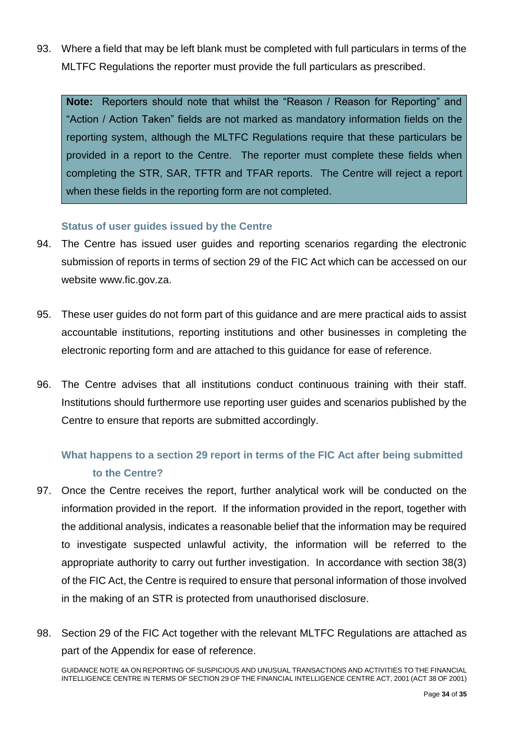93. Where a field that may be left blank must be completed with full particulars in terms of the MLTFC Regulations the reporter must provide the full particulars as prescribed.

> **Note:** Reporters should note that whilst the "Reason / Reason for Reporting" and "Action / Action Taken" fields are not marked as mandatory information fields on the reporting system, although the MLTFC Regulations require that these particulars be provided in a report to the Centre. The reporter must complete these fields when completing the STR, SAR, TFTR and TFAR reports. The Centre will reject a report when these fields in the reporting form are not completed.

### Status of user guides issued by the Centre

94. The Centre has issued user guides and reporting scenarios regarding the electronic submission of reports in terms of section 29 of the FIC Act which can be accessed on our website www.fic.gov.za.

95. These user guides do not form part of this guidance and are mere practical aids to assist accountable institutions, reporting institutions and other businesses in completing the electronic reporting form and are attached to this guidance for ease of reference.

96. The Centre advises that all institutions conduct continuous training with their staff. Institutions should furthermore use reporting user guides and scenarios published by the Centre to ensure that reports are submitted accordingly.

### What happens to a section 29 report in terms of the FIC Act after being submitted to the Centre?

97. Once the Centre receives the report, further analytical work will be conducted on the information provided in the report. If the information provided in the report, together with the additional analysis, indicates a reasonable belief that the information may be required to investigate suspected unlawful activity, the information will be referred to the appropriate authority to carry out further investigation. In accordance with section 38(3) of the FIC Act, the Centre is required to ensure that personal information of those involved in the making of an STR is protected from unauthorised disclosure.

98. Section 29 of the FIC Act together with the relevant MLTFC Regulations are attached as part of the Appendix for ease of reference.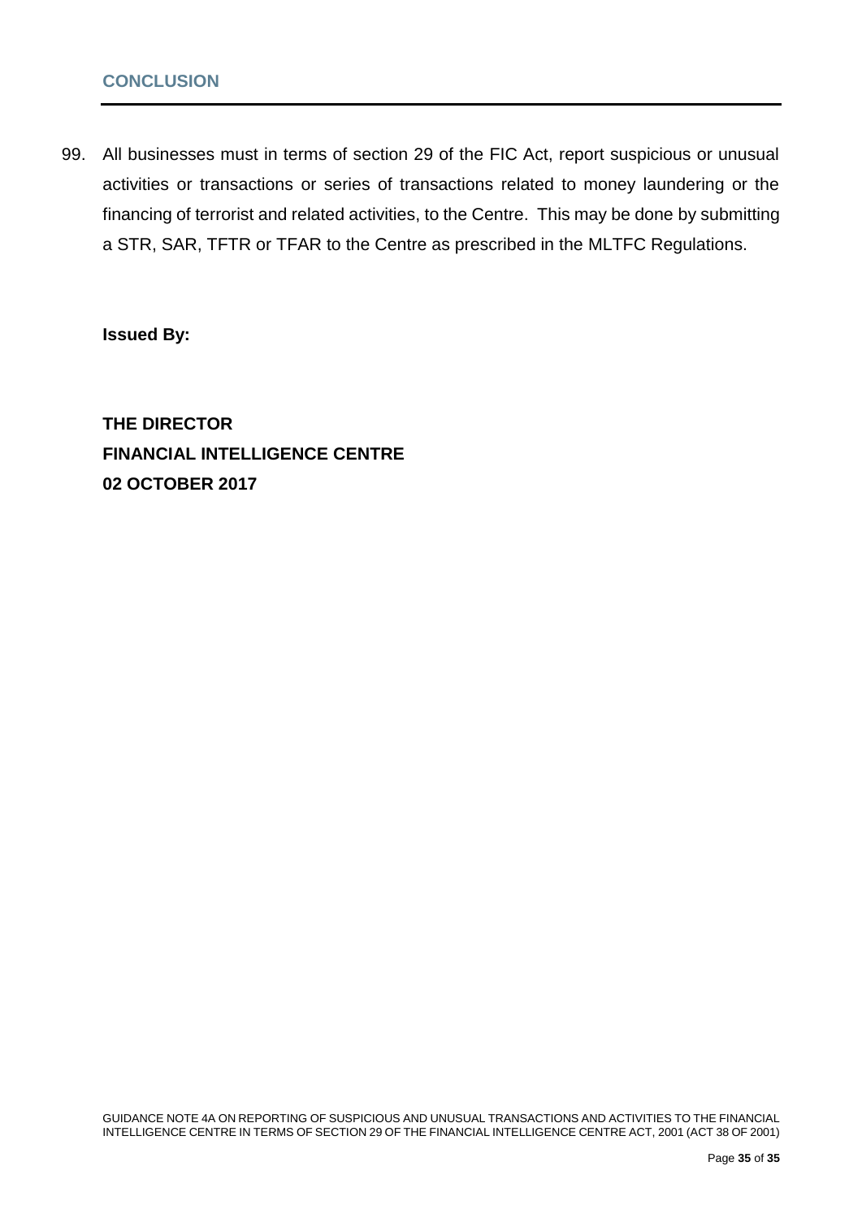## CONCLUSION

99. All businesses must in terms of section 29 of the FIC Act, report suspicious or unusual activities or transactions or series of transactions related to money laundering or the financing of terrorist and related activities, to the Centre. This may be done by submitting a STR, SAR, TFTR or TFAR to the Centre as prescribed in the MLTFC Regulations.

**Issued By:**

**THE DIRECTOR**
**FINANCIAL INTELLIGENCE CENTRE**
**02 OCTOBER 2017**